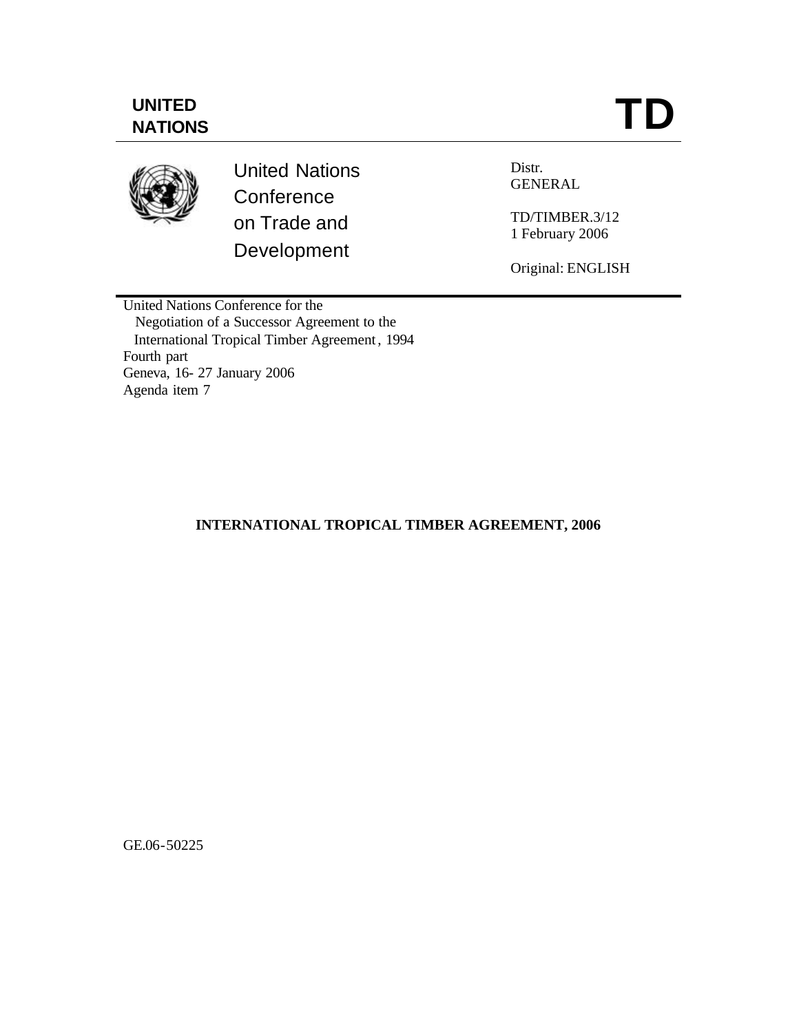**UNITED NATIONS**

# TD

United Nations Conference on Trade and Development

Distr.
GENERAL

TD/TIMBER.3/12
1 February 2006

Original: ENGLISH

United Nations Conference for the
Negotiation of a Successor Agreement to the
International Tropical Timber Agreement, 1994
Fourth part
Geneva, 16- 27 January 2006
Agenda item 7

## INTERNATIONAL TROPICAL TIMBER AGREEMENT, 2006

GE.06-50225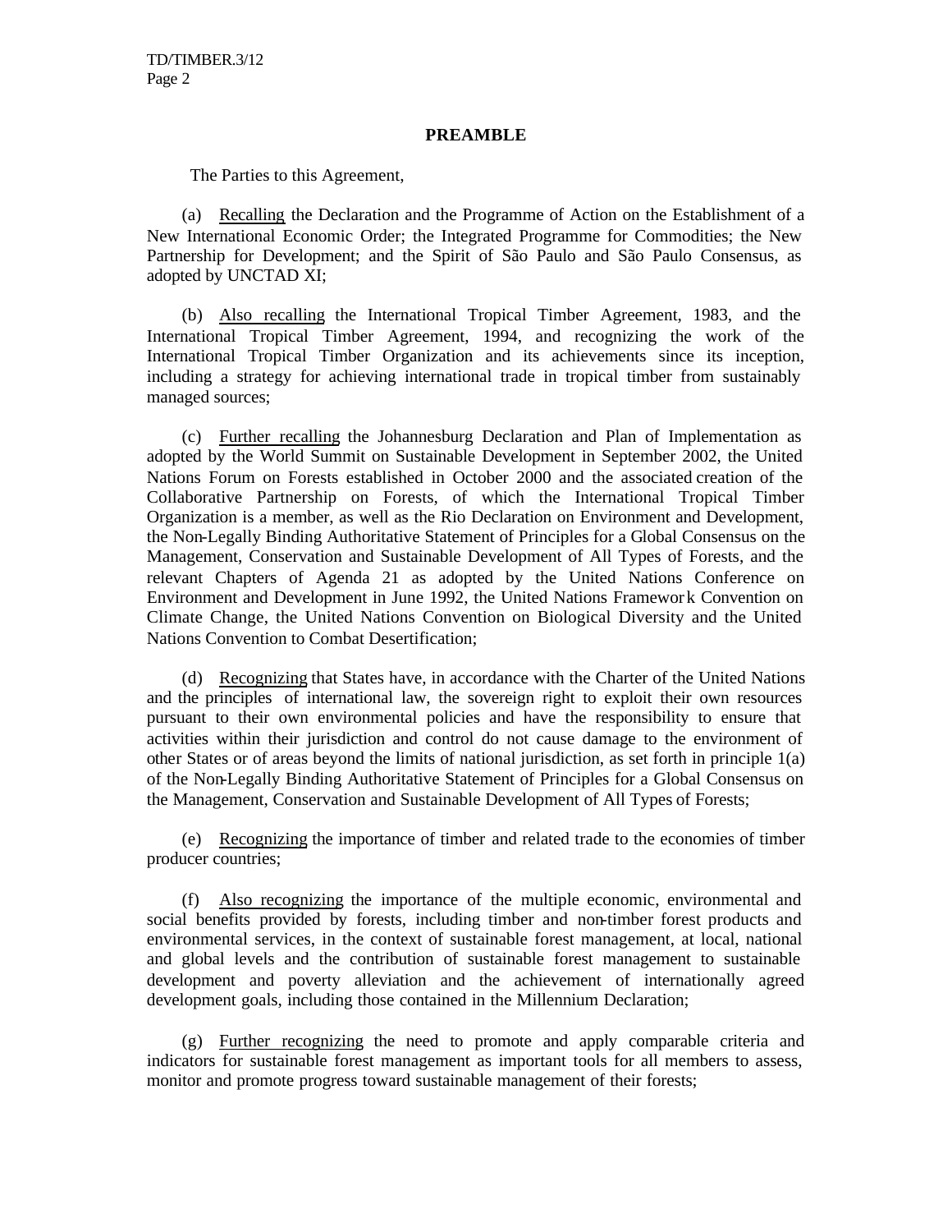**PREAMBLE**

The Parties to this Agreement,

(a) Recalling the Declaration and the Programme of Action on the Establishment of a New International Economic Order; the Integrated Programme for Commodities; the New Partnership for Development; and the Spirit of São Paulo and São Paulo Consensus, as adopted by UNCTAD XI;

(b) Also recalling the International Tropical Timber Agreement, 1983, and the International Tropical Timber Agreement, 1994, and recognizing the work of the International Tropical Timber Organization and its achievements since its inception, including a strategy for achieving international trade in tropical timber from sustainably managed sources;

(c) Further recalling the Johannesburg Declaration and Plan of Implementation as adopted by the World Summit on Sustainable Development in September 2002, the United Nations Forum on Forests established in October 2000 and the associated creation of the Collaborative Partnership on Forests, of which the International Tropical Timber Organization is a member, as well as the Rio Declaration on Environment and Development, the Non-Legally Binding Authoritative Statement of Principles for a Global Consensus on the Management, Conservation and Sustainable Development of All Types of Forests, and the relevant Chapters of Agenda 21 as adopted by the United Nations Conference on Environment and Development in June 1992, the United Nations Framework Convention on Climate Change, the United Nations Convention on Biological Diversity and the United Nations Convention to Combat Desertification;

(d) Recognizing that States have, in accordance with the Charter of the United Nations and the principles of international law, the sovereign right to exploit their own resources pursuant to their own environmental policies and have the responsibility to ensure that activities within their jurisdiction and control do not cause damage to the environment of other States or of areas beyond the limits of national jurisdiction, as set forth in principle 1(a) of the Non-Legally Binding Authoritative Statement of Principles for a Global Consensus on the Management, Conservation and Sustainable Development of All Types of Forests;

(e) Recognizing the importance of timber and related trade to the economies of timber producer countries;

(f) Also recognizing the importance of the multiple economic, environmental and social benefits provided by forests, including timber and non-timber forest products and environmental services, in the context of sustainable forest management, at local, national and global levels and the contribution of sustainable forest management to sustainable development and poverty alleviation and the achievement of internationally agreed development goals, including those contained in the Millennium Declaration;

(g) Further recognizing the need to promote and apply comparable criteria and indicators for sustainable forest management as important tools for all members to assess, monitor and promote progress toward sustainable management of their forests;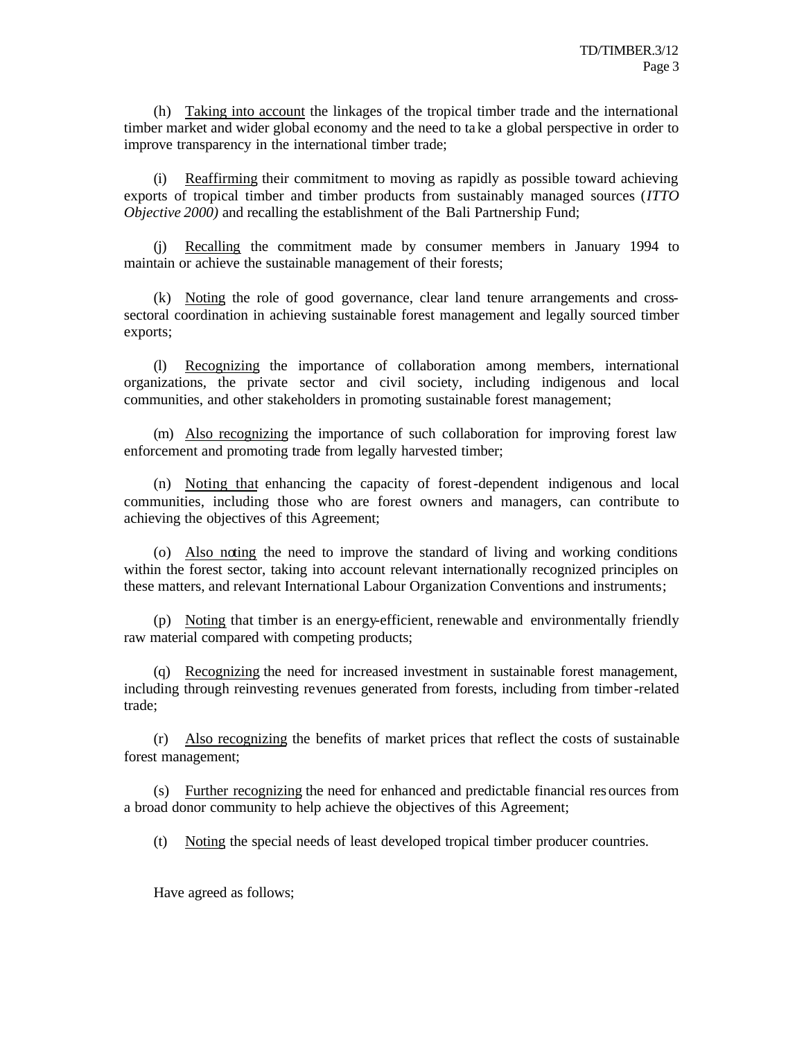(h) Taking into account the linkages of the tropical timber trade and the international timber market and wider global economy and the need to take a global perspective in order to improve transparency in the international timber trade;

(i) Reaffirming their commitment to moving as rapidly as possible toward achieving exports of tropical timber and timber products from sustainably managed sources (*ITTO Objective 2000)* and recalling the establishment of the Bali Partnership Fund;

(j) Recalling the commitment made by consumer members in January 1994 to maintain or achieve the sustainable management of their forests;

(k) Noting the role of good governance, clear land tenure arrangements and cross-sectoral coordination in achieving sustainable forest management and legally sourced timber exports;

(l) Recognizing the importance of collaboration among members, international organizations, the private sector and civil society, including indigenous and local communities, and other stakeholders in promoting sustainable forest management;

(m) Also recognizing the importance of such collaboration for improving forest law enforcement and promoting trade from legally harvested timber;

(n) Noting that enhancing the capacity of forest-dependent indigenous and local communities, including those who are forest owners and managers, can contribute to achieving the objectives of this Agreement;

(o) Also noting the need to improve the standard of living and working conditions within the forest sector, taking into account relevant internationally recognized principles on these matters, and relevant International Labour Organization Conventions and instruments;

(p) Noting that timber is an energy-efficient, renewable and environmentally friendly raw material compared with competing products;

(q) Recognizing the need for increased investment in sustainable forest management, including through reinvesting revenues generated from forests, including from timber-related trade;

(r) Also recognizing the benefits of market prices that reflect the costs of sustainable forest management;

(s) Further recognizing the need for enhanced and predictable financial resources from a broad donor community to help achieve the objectives of this Agreement;

(t) Noting the special needs of least developed tropical timber producer countries.

Have agreed as follows;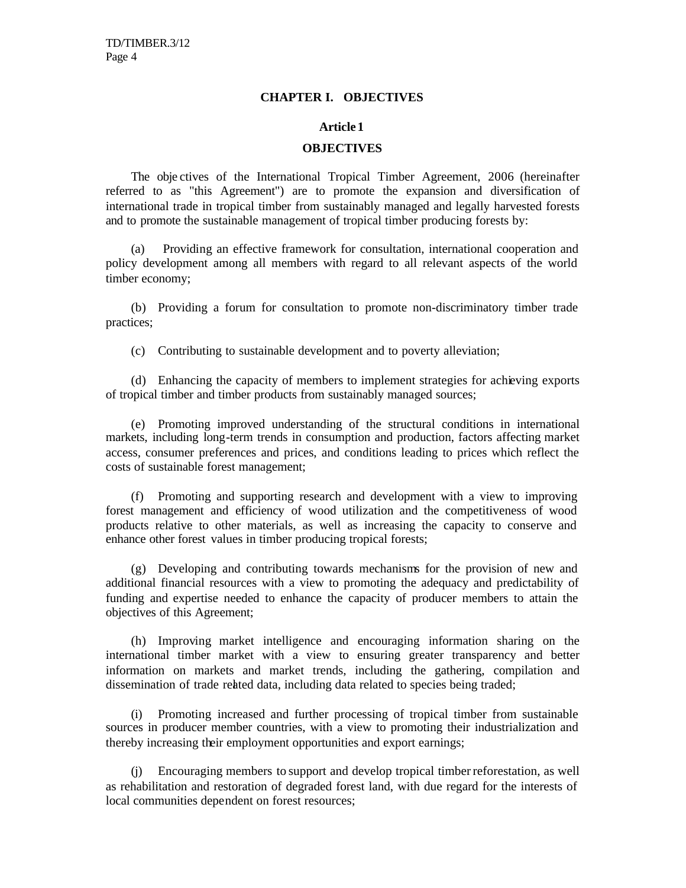## CHAPTER I. OBJECTIVES

### Article 1

### OBJECTIVES

The objectives of the International Tropical Timber Agreement, 2006 (hereinafter referred to as "this Agreement") are to promote the expansion and diversification of international trade in tropical timber from sustainably managed and legally harvested forests and to promote the sustainable management of tropical timber producing forests by:

(a) Providing an effective framework for consultation, international cooperation and policy development among all members with regard to all relevant aspects of the world timber economy;

(b) Providing a forum for consultation to promote non-discriminatory timber trade practices;

(c) Contributing to sustainable development and to poverty alleviation;

(d) Enhancing the capacity of members to implement strategies for achieving exports of tropical timber and timber products from sustainably managed sources;

(e) Promoting improved understanding of the structural conditions in international markets, including long-term trends in consumption and production, factors affecting market access, consumer preferences and prices, and conditions leading to prices which reflect the costs of sustainable forest management;

(f) Promoting and supporting research and development with a view to improving forest management and efficiency of wood utilization and the competitiveness of wood products relative to other materials, as well as increasing the capacity to conserve and enhance other forest values in timber producing tropical forests;

(g) Developing and contributing towards mechanisms for the provision of new and additional financial resources with a view to promoting the adequacy and predictability of funding and expertise needed to enhance the capacity of producer members to attain the objectives of this Agreement;

(h) Improving market intelligence and encouraging information sharing on the international timber market with a view to ensuring greater transparency and better information on markets and market trends, including the gathering, compilation and dissemination of trade related data, including data related to species being traded;

(i) Promoting increased and further processing of tropical timber from sustainable sources in producer member countries, with a view to promoting their industrialization and thereby increasing their employment opportunities and export earnings;

(j) Encouraging members to support and develop tropical timber reforestation, as well as rehabilitation and restoration of degraded forest land, with due regard for the interests of local communities dependent on forest resources;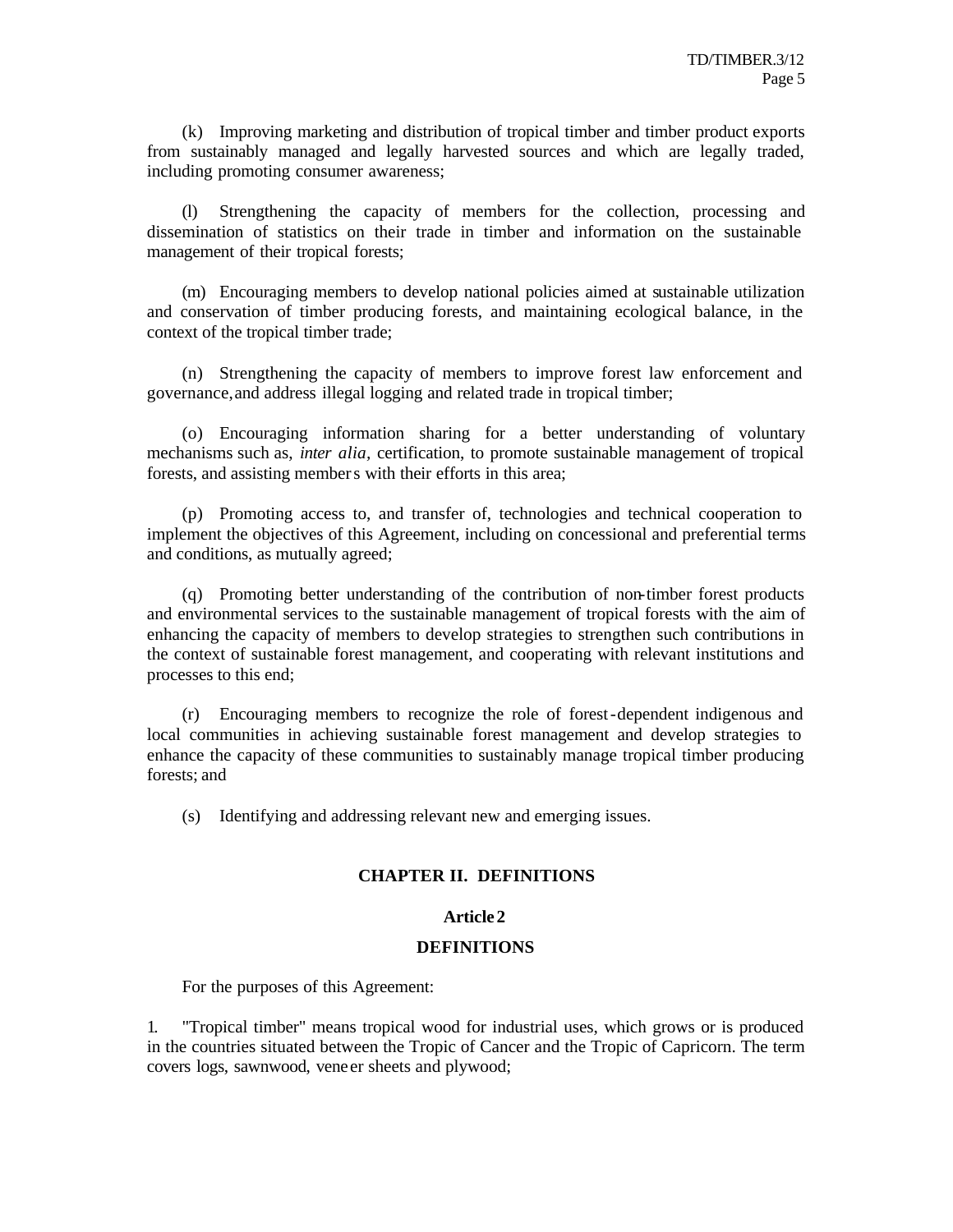(k) Improving marketing and distribution of tropical timber and timber product exports from sustainably managed and legally harvested sources and which are legally traded, including promoting consumer awareness;

(l) Strengthening the capacity of members for the collection, processing and dissemination of statistics on their trade in timber and information on the sustainable management of their tropical forests;

(m) Encouraging members to develop national policies aimed at sustainable utilization and conservation of timber producing forests, and maintaining ecological balance, in the context of the tropical timber trade;

(n) Strengthening the capacity of members to improve forest law enforcement and governance, and address illegal logging and related trade in tropical timber;

(o) Encouraging information sharing for a better understanding of voluntary mechanisms such as, *inter alia*, certification, to promote sustainable management of tropical forests, and assisting members with their efforts in this area;

(p) Promoting access to, and transfer of, technologies and technical cooperation to implement the objectives of this Agreement, including on concessional and preferential terms and conditions, as mutually agreed;

(q) Promoting better understanding of the contribution of non-timber forest products and environmental services to the sustainable management of tropical forests with the aim of enhancing the capacity of members to develop strategies to strengthen such contributions in the context of sustainable forest management, and cooperating with relevant institutions and processes to this end;

(r) Encouraging members to recognize the role of forest-dependent indigenous and local communities in achieving sustainable forest management and develop strategies to enhance the capacity of these communities to sustainably manage tropical timber producing forests; and

(s) Identifying and addressing relevant new and emerging issues.

## CHAPTER II. DEFINITIONS

### Article 2

### DEFINITIONS

For the purposes of this Agreement:

1. "Tropical timber" means tropical wood for industrial uses, which grows or is produced in the countries situated between the Tropic of Cancer and the Tropic of Capricorn. The term covers logs, sawnwood, veneer sheets and plywood;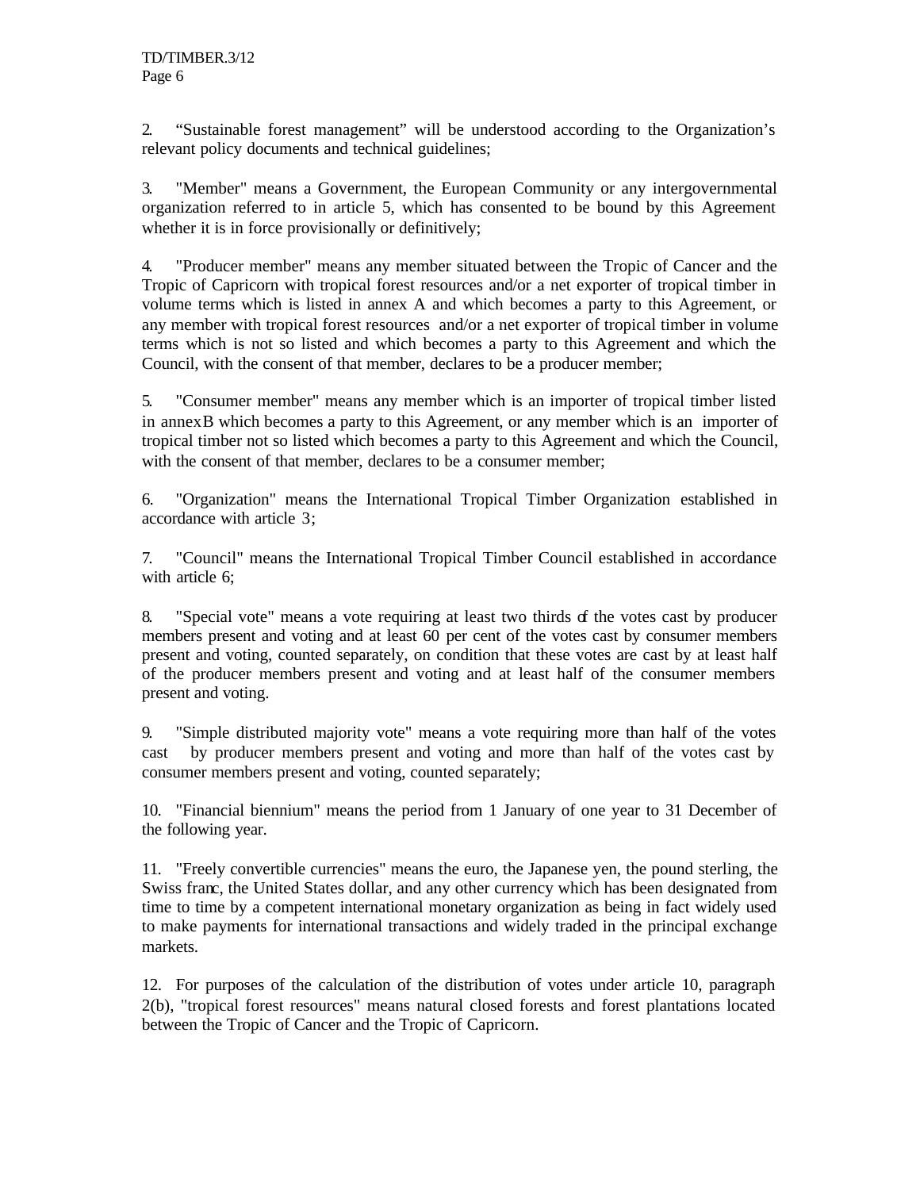2. “Sustainable forest management” will be understood according to the Organization’s relevant policy documents and technical guidelines;

3. "Member" means a Government, the European Community or any intergovernmental organization referred to in article 5, which has consented to be bound by this Agreement whether it is in force provisionally or definitively;

4. "Producer member" means any member situated between the Tropic of Cancer and the Tropic of Capricorn with tropical forest resources and/or a net exporter of tropical timber in volume terms which is listed in annex A and which becomes a party to this Agreement, or any member with tropical forest resources and/or a net exporter of tropical timber in volume terms which is not so listed and which becomes a party to this Agreement and which the Council, with the consent of that member, declares to be a producer member;

5. "Consumer member" means any member which is an importer of tropical timber listed in annex B which becomes a party to this Agreement, or any member which is an importer of tropical timber not so listed which becomes a party to this Agreement and which the Council, with the consent of that member, declares to be a consumer member;

6. "Organization" means the International Tropical Timber Organization established in accordance with article 3;

7. "Council" means the International Tropical Timber Council established in accordance with article 6;

8. "Special vote" means a vote requiring at least two thirds of the votes cast by producer members present and voting and at least 60 per cent of the votes cast by consumer members present and voting, counted separately, on condition that these votes are cast by at least half of the producer members present and voting and at least half of the consumer members present and voting.

9. "Simple distributed majority vote" means a vote requiring more than half of the votes cast by producer members present and voting and more than half of the votes cast by consumer members present and voting, counted separately;

10. "Financial biennium" means the period from 1 January of one year to 31 December of the following year.

11. "Freely convertible currencies" means the euro, the Japanese yen, the pound sterling, the Swiss franc, the United States dollar, and any other currency which has been designated from time to time by a competent international monetary organization as being in fact widely used to make payments for international transactions and widely traded in the principal exchange markets.

12. For purposes of the calculation of the distribution of votes under article 10, paragraph 2(b), "tropical forest resources" means natural closed forests and forest plantations located between the Tropic of Cancer and the Tropic of Capricorn.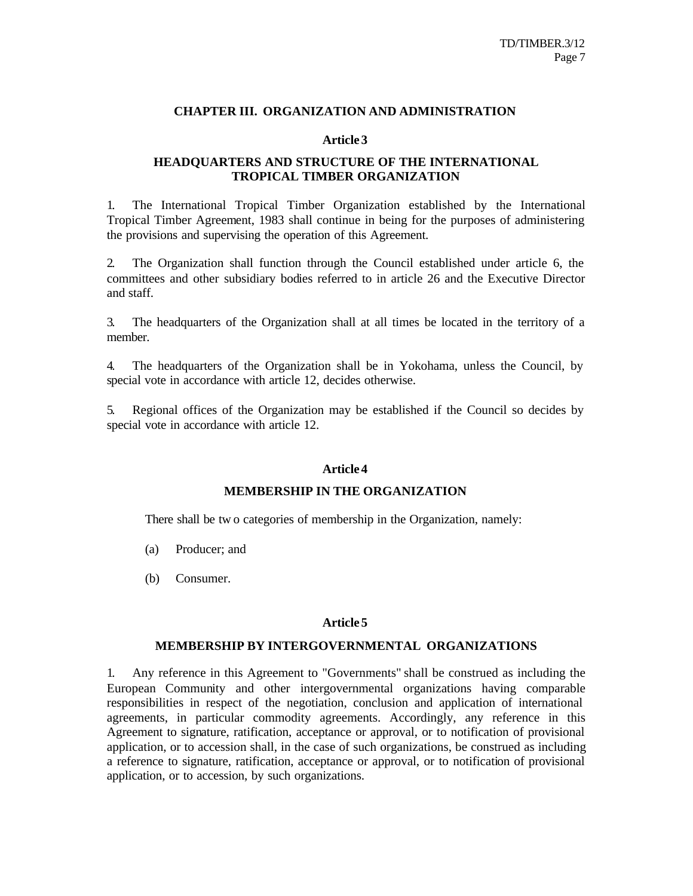## CHAPTER III. ORGANIZATION AND ADMINISTRATION

### Article 3

### HEADQUARTERS AND STRUCTURE OF THE INTERNATIONAL TROPICAL TIMBER ORGANIZATION

1. The International Tropical Timber Organization established by the International Tropical Timber Agreement, 1983 shall continue in being for the purposes of administering the provisions and supervising the operation of this Agreement.

2. The Organization shall function through the Council established under article 6, the committees and other subsidiary bodies referred to in article 26 and the Executive Director and staff.

3. The headquarters of the Organization shall at all times be located in the territory of a member.

4. The headquarters of the Organization shall be in Yokohama, unless the Council, by special vote in accordance with article 12, decides otherwise.

5. Regional offices of the Organization may be established if the Council so decides by special vote in accordance with article 12.

### Article 4

### MEMBERSHIP IN THE ORGANIZATION

There shall be two categories of membership in the Organization, namely:

(a) Producer; and

(b) Consumer.

### Article 5

### MEMBERSHIP BY INTERGOVERNMENTAL ORGANIZATIONS

1. Any reference in this Agreement to "Governments" shall be construed as including the European Community and other intergovernmental organizations having comparable responsibilities in respect of the negotiation, conclusion and application of international agreements, in particular commodity agreements. Accordingly, any reference in this Agreement to signature, ratification, acceptance or approval, or to notification of provisional application, or to accession shall, in the case of such organizations, be construed as including a reference to signature, ratification, acceptance or approval, or to notification of provisional application, or to accession, by such organizations.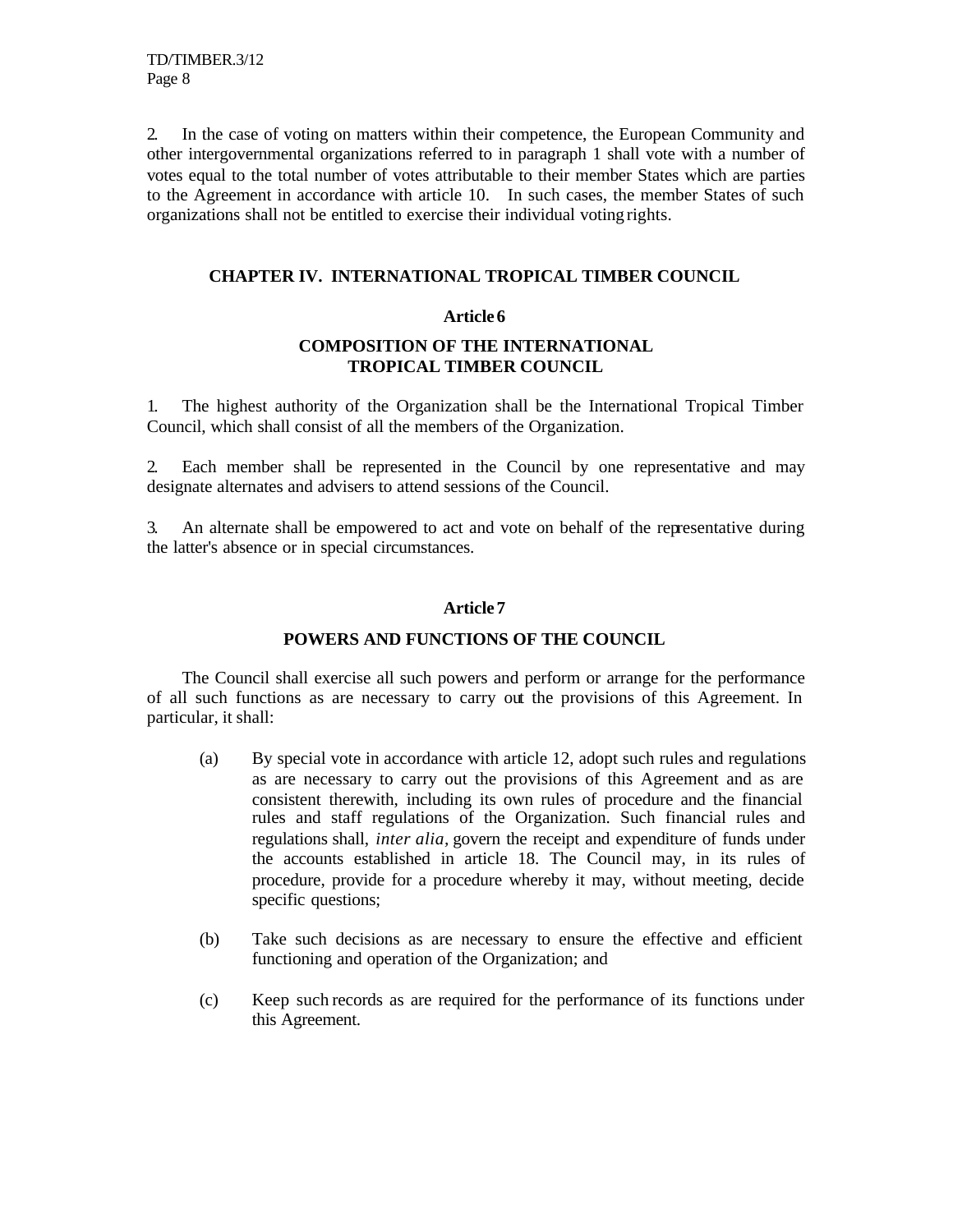2. In the case of voting on matters within their competence, the European Community and other intergovernmental organizations referred to in paragraph 1 shall vote with a number of votes equal to the total number of votes attributable to their member States which are parties to the Agreement in accordance with article 10. In such cases, the member States of such organizations shall not be entitled to exercise their individual voting rights.

## CHAPTER IV. INTERNATIONAL TROPICAL TIMBER COUNCIL

### Article 6

### COMPOSITION OF THE INTERNATIONAL TROPICAL TIMBER COUNCIL

1. The highest authority of the Organization shall be the International Tropical Timber Council, which shall consist of all the members of the Organization.

2. Each member shall be represented in the Council by one representative and may designate alternates and advisers to attend sessions of the Council.

3. An alternate shall be empowered to act and vote on behalf of the representative during the latter's absence or in special circumstances.

### Article 7

### POWERS AND FUNCTIONS OF THE COUNCIL

The Council shall exercise all such powers and perform or arrange for the performance of all such functions as are necessary to carry out the provisions of this Agreement. In particular, it shall:

(a) By special vote in accordance with article 12, adopt such rules and regulations as are necessary to carry out the provisions of this Agreement and as are consistent therewith, including its own rules of procedure and the financial rules and staff regulations of the Organization. Such financial rules and regulations shall, *inter alia,* govern the receipt and expenditure of funds under the accounts established in article 18. The Council may, in its rules of procedure, provide for a procedure whereby it may, without meeting, decide specific questions;

(b) Take such decisions as are necessary to ensure the effective and efficient functioning and operation of the Organization; and

(c) Keep such records as are required for the performance of its functions under this Agreement.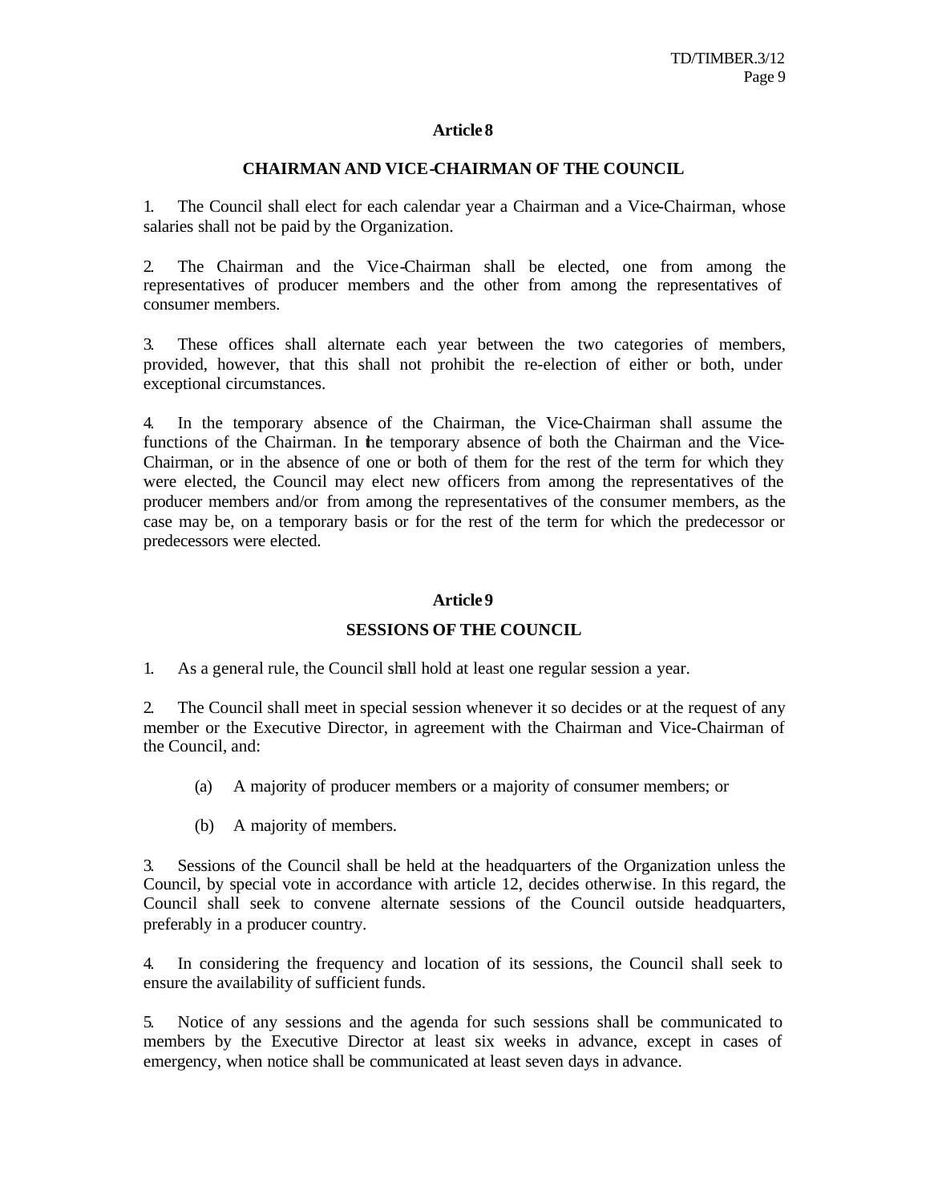## Article 8

### CHAIRMAN AND VICE-CHAIRMAN OF THE COUNCIL

1. The Council shall elect for each calendar year a Chairman and a Vice-Chairman, whose salaries shall not be paid by the Organization.

2. The Chairman and the Vice-Chairman shall be elected, one from among the representatives of producer members and the other from among the representatives of consumer members.

3. These offices shall alternate each year between the two categories of members, provided, however, that this shall not prohibit the re-election of either or both, under exceptional circumstances.

4. In the temporary absence of the Chairman, the Vice-Chairman shall assume the functions of the Chairman. In the temporary absence of both the Chairman and the Vice-Chairman, or in the absence of one or both of them for the rest of the term for which they were elected, the Council may elect new officers from among the representatives of the producer members and/or from among the representatives of the consumer members, as the case may be, on a temporary basis or for the rest of the term for which the predecessor or predecessors were elected.

## Article 9

### SESSIONS OF THE COUNCIL

1. As a general rule, the Council shall hold at least one regular session a year.

2. The Council shall meet in special session whenever it so decides or at the request of any member or the Executive Director, in agreement with the Chairman and Vice-Chairman of the Council, and:

   (a) A majority of producer members or a majority of consumer members; or

   (b) A majority of members.

3. Sessions of the Council shall be held at the headquarters of the Organization unless the Council, by special vote in accordance with article 12, decides otherwise. In this regard, the Council shall seek to convene alternate sessions of the Council outside headquarters, preferably in a producer country.

4. In considering the frequency and location of its sessions, the Council shall seek to ensure the availability of sufficient funds.

5. Notice of any sessions and the agenda for such sessions shall be communicated to members by the Executive Director at least six weeks in advance, except in cases of emergency, when notice shall be communicated at least seven days in advance.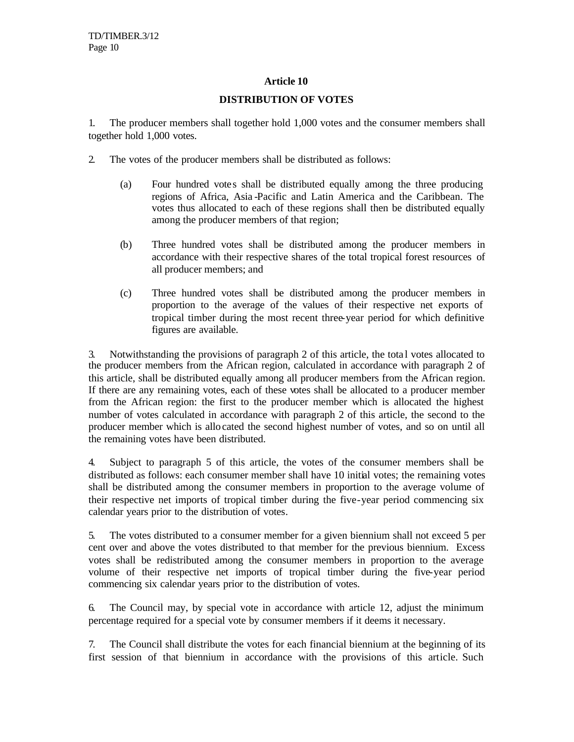## Article 10

## DISTRIBUTION OF VOTES

1. The producer members shall together hold 1,000 votes and the consumer members shall together hold 1,000 votes.

2. The votes of the producer members shall be distributed as follows:

   (a) Four hundred votes shall be distributed equally among the three producing regions of Africa, Asia-Pacific and Latin America and the Caribbean. The votes thus allocated to each of these regions shall then be distributed equally among the producer members of that region;

   (b) Three hundred votes shall be distributed among the producer members in accordance with their respective shares of the total tropical forest resources of all producer members; and

   (c) Three hundred votes shall be distributed among the producer members in proportion to the average of the values of their respective net exports of tropical timber during the most recent three-year period for which definitive figures are available.

3. Notwithstanding the provisions of paragraph 2 of this article, the total votes allocated to the producer members from the African region, calculated in accordance with paragraph 2 of this article, shall be distributed equally among all producer members from the African region. If there are any remaining votes, each of these votes shall be allocated to a producer member from the African region: the first to the producer member which is allocated the highest number of votes calculated in accordance with paragraph 2 of this article, the second to the producer member which is allocated the second highest number of votes, and so on until all the remaining votes have been distributed.

4. Subject to paragraph 5 of this article, the votes of the consumer members shall be distributed as follows: each consumer member shall have 10 initial votes; the remaining votes shall be distributed among the consumer members in proportion to the average volume of their respective net imports of tropical timber during the five-year period commencing six calendar years prior to the distribution of votes.

5. The votes distributed to a consumer member for a given biennium shall not exceed 5 per cent over and above the votes distributed to that member for the previous biennium. Excess votes shall be redistributed among the consumer members in proportion to the average volume of their respective net imports of tropical timber during the five-year period commencing six calendar years prior to the distribution of votes.

6. The Council may, by special vote in accordance with article 12, adjust the minimum percentage required for a special vote by consumer members if it deems it necessary.

7. The Council shall distribute the votes for each financial biennium at the beginning of its first session of that biennium in accordance with the provisions of this article. Such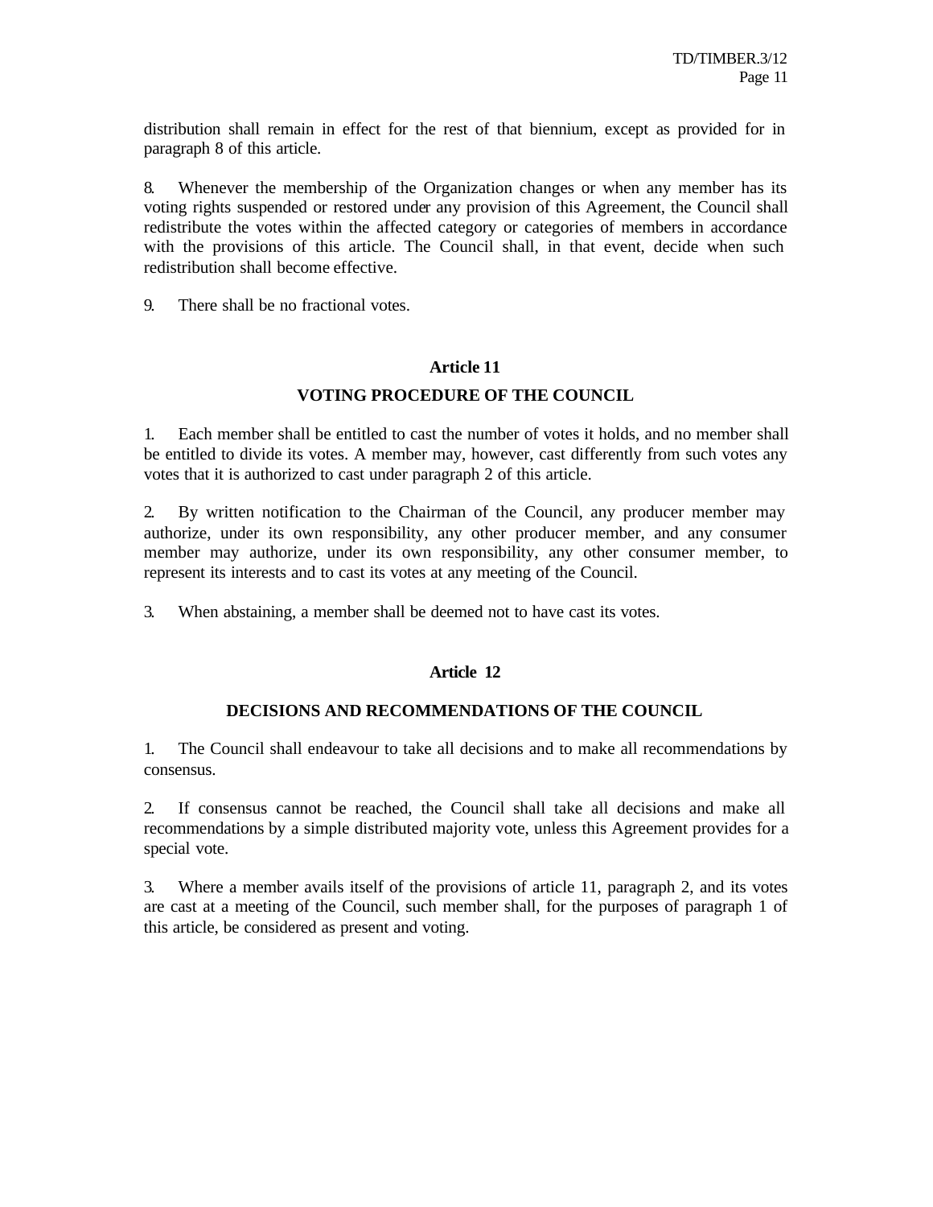distribution shall remain in effect for the rest of that biennium, except as provided for in paragraph 8 of this article.

8. Whenever the membership of the Organization changes or when any member has its voting rights suspended or restored under any provision of this Agreement, the Council shall redistribute the votes within the affected category or categories of members in accordance with the provisions of this article. The Council shall, in that event, decide when such redistribution shall become effective.

9. There shall be no fractional votes.

## Article 11

## VOTING PROCEDURE OF THE COUNCIL

1. Each member shall be entitled to cast the number of votes it holds, and no member shall be entitled to divide its votes. A member may, however, cast differently from such votes any votes that it is authorized to cast under paragraph 2 of this article.

2. By written notification to the Chairman of the Council, any producer member may authorize, under its own responsibility, any other producer member, and any consumer member may authorize, under its own responsibility, any other consumer member, to represent its interests and to cast its votes at any meeting of the Council.

3. When abstaining, a member shall be deemed not to have cast its votes.

## Article 12

## DECISIONS AND RECOMMENDATIONS OF THE COUNCIL

1. The Council shall endeavour to take all decisions and to make all recommendations by consensus.

2. If consensus cannot be reached, the Council shall take all decisions and make all recommendations by a simple distributed majority vote, unless this Agreement provides for a special vote.

3. Where a member avails itself of the provisions of article 11, paragraph 2, and its votes are cast at a meeting of the Council, such member shall, for the purposes of paragraph 1 of this article, be considered as present and voting.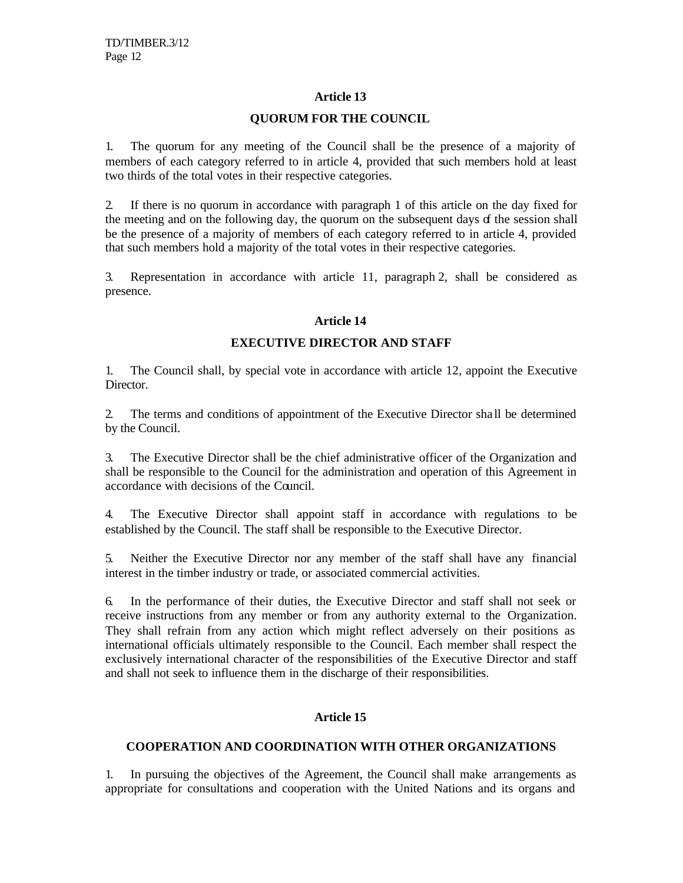## Article 13

## QUORUM FOR THE COUNCIL

1. The quorum for any meeting of the Council shall be the presence of a majority of members of each category referred to in article 4, provided that such members hold at least two thirds of the total votes in their respective categories.

2. If there is no quorum in accordance with paragraph 1 of this article on the day fixed for the meeting and on the following day, the quorum on the subsequent days of the session shall be the presence of a majority of members of each category referred to in article 4, provided that such members hold a majority of the total votes in their respective categories.

3. Representation in accordance with article 11, paragraph 2, shall be considered as presence.

## Article 14

## EXECUTIVE DIRECTOR AND STAFF

1. The Council shall, by special vote in accordance with article 12, appoint the Executive Director.

2. The terms and conditions of appointment of the Executive Director shall be determined by the Council.

3. The Executive Director shall be the chief administrative officer of the Organization and shall be responsible to the Council for the administration and operation of this Agreement in accordance with decisions of the Council.

4. The Executive Director shall appoint staff in accordance with regulations to be established by the Council. The staff shall be responsible to the Executive Director.

5. Neither the Executive Director nor any member of the staff shall have any financial interest in the timber industry or trade, or associated commercial activities.

6. In the performance of their duties, the Executive Director and staff shall not seek or receive instructions from any member or from any authority external to the Organization. They shall refrain from any action which might reflect adversely on their positions as international officials ultimately responsible to the Council. Each member shall respect the exclusively international character of the responsibilities of the Executive Director and staff and shall not seek to influence them in the discharge of their responsibilities.

## Article 15

## COOPERATION AND COORDINATION WITH OTHER ORGANIZATIONS

1. In pursuing the objectives of the Agreement, the Council shall make arrangements as appropriate for consultations and cooperation with the United Nations and its organs and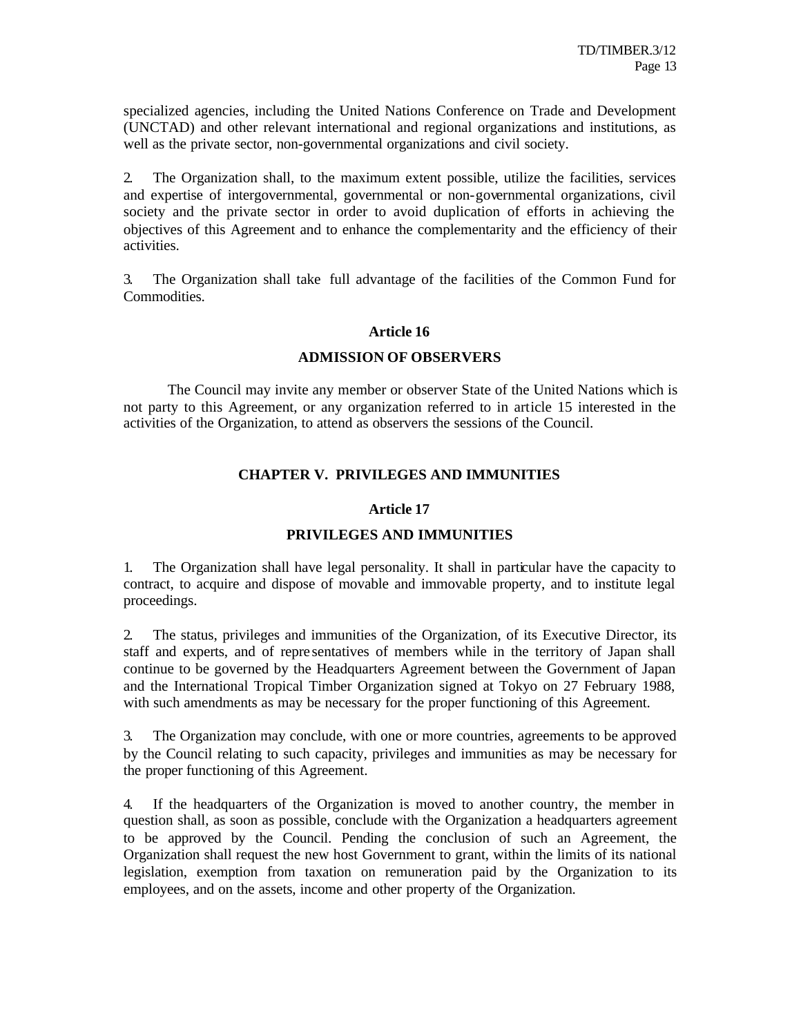specialized agencies, including the United Nations Conference on Trade and Development (UNCTAD) and other relevant international and regional organizations and institutions, as well as the private sector, non-governmental organizations and civil society.

2. The Organization shall, to the maximum extent possible, utilize the facilities, services and expertise of intergovernmental, governmental or non-governmental organizations, civil society and the private sector in order to avoid duplication of efforts in achieving the objectives of this Agreement and to enhance the complementarity and the efficiency of their activities.

3. The Organization shall take full advantage of the facilities of the Common Fund for Commodities.

### Article 16

### ADMISSION OF OBSERVERS

The Council may invite any member or observer State of the United Nations which is not party to this Agreement, or any organization referred to in article 15 interested in the activities of the Organization, to attend as observers the sessions of the Council.

## CHAPTER V. PRIVILEGES AND IMMUNITIES

### Article 17

### PRIVILEGES AND IMMUNITIES

1. The Organization shall have legal personality. It shall in particular have the capacity to contract, to acquire and dispose of movable and immovable property, and to institute legal proceedings.

2. The status, privileges and immunities of the Organization, of its Executive Director, its staff and experts, and of representatives of members while in the territory of Japan shall continue to be governed by the Headquarters Agreement between the Government of Japan and the International Tropical Timber Organization signed at Tokyo on 27 February 1988, with such amendments as may be necessary for the proper functioning of this Agreement.

3. The Organization may conclude, with one or more countries, agreements to be approved by the Council relating to such capacity, privileges and immunities as may be necessary for the proper functioning of this Agreement.

4. If the headquarters of the Organization is moved to another country, the member in question shall, as soon as possible, conclude with the Organization a headquarters agreement to be approved by the Council. Pending the conclusion of such an Agreement, the Organization shall request the new host Government to grant, within the limits of its national legislation, exemption from taxation on remuneration paid by the Organization to its employees, and on the assets, income and other property of the Organization.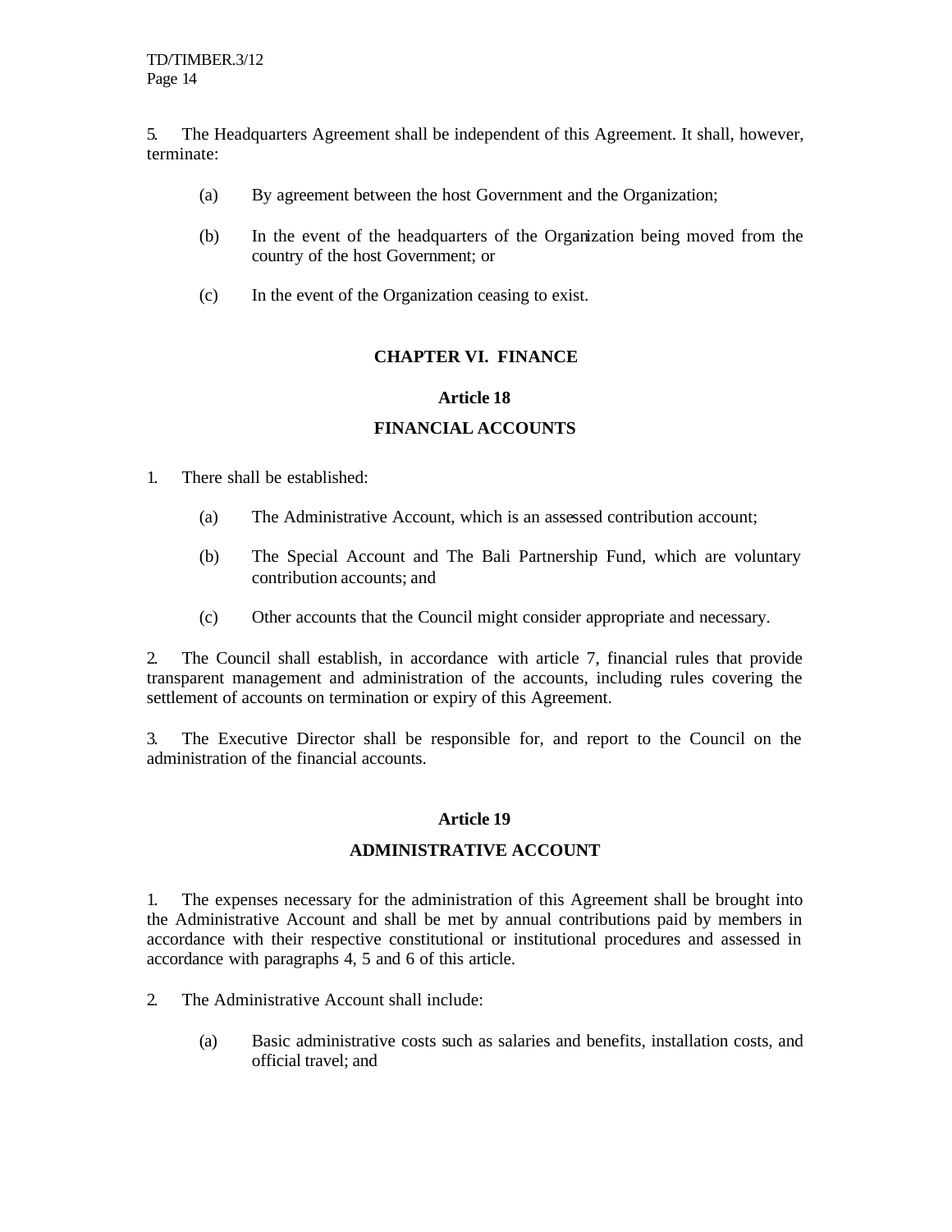5. The Headquarters Agreement shall be independent of this Agreement. It shall, however, terminate:

(a) By agreement between the host Government and the Organization;

(b) In the event of the headquarters of the Organization being moved from the country of the host Government; or

(c) In the event of the Organization ceasing to exist.

## CHAPTER VI. FINANCE

### Article 18

### FINANCIAL ACCOUNTS

1. There shall be established:

(a) The Administrative Account, which is an assessed contribution account;

(b) The Special Account and The Bali Partnership Fund, which are voluntary contribution accounts; and

(c) Other accounts that the Council might consider appropriate and necessary.

2. The Council shall establish, in accordance with article 7, financial rules that provide transparent management and administration of the accounts, including rules covering the settlement of accounts on termination or expiry of this Agreement.

3. The Executive Director shall be responsible for, and report to the Council on the administration of the financial accounts.

### Article 19

### ADMINISTRATIVE ACCOUNT

1. The expenses necessary for the administration of this Agreement shall be brought into the Administrative Account and shall be met by annual contributions paid by members in accordance with their respective constitutional or institutional procedures and assessed in accordance with paragraphs 4, 5 and 6 of this article.

2. The Administrative Account shall include:

(a) Basic administrative costs such as salaries and benefits, installation costs, and official travel; and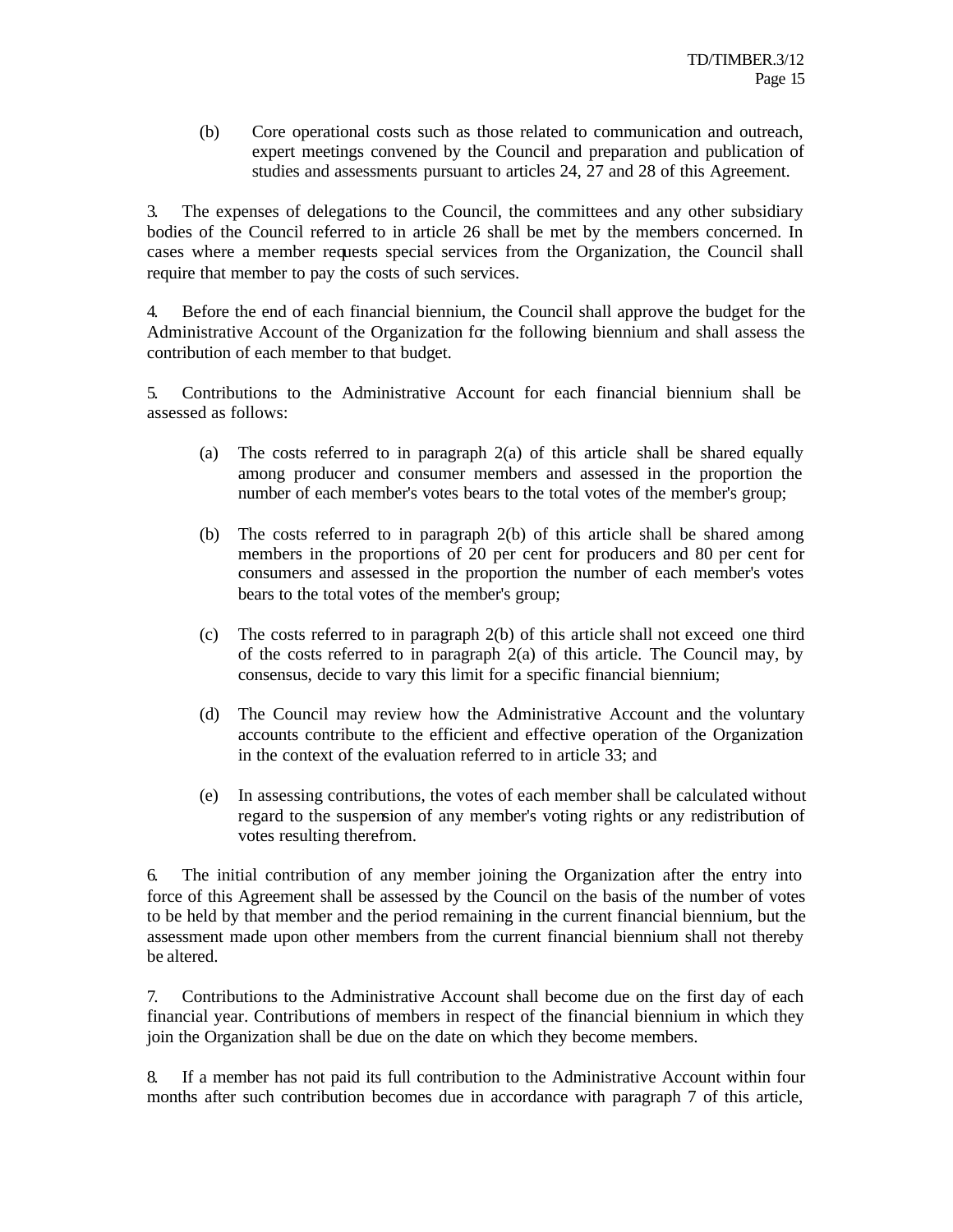(b) Core operational costs such as those related to communication and outreach, expert meetings convened by the Council and preparation and publication of studies and assessments pursuant to articles 24, 27 and 28 of this Agreement.

3. The expenses of delegations to the Council, the committees and any other subsidiary bodies of the Council referred to in article 26 shall be met by the members concerned. In cases where a member requests special services from the Organization, the Council shall require that member to pay the costs of such services.

4. Before the end of each financial biennium, the Council shall approve the budget for the Administrative Account of the Organization for the following biennium and shall assess the contribution of each member to that budget.

5. Contributions to the Administrative Account for each financial biennium shall be assessed as follows:

(a) The costs referred to in paragraph 2(a) of this article shall be shared equally among producer and consumer members and assessed in the proportion the number of each member's votes bears to the total votes of the member's group;

(b) The costs referred to in paragraph 2(b) of this article shall be shared among members in the proportions of 20 per cent for producers and 80 per cent for consumers and assessed in the proportion the number of each member's votes bears to the total votes of the member's group;

(c) The costs referred to in paragraph 2(b) of this article shall not exceed one third of the costs referred to in paragraph 2(a) of this article. The Council may, by consensus, decide to vary this limit for a specific financial biennium;

(d) The Council may review how the Administrative Account and the voluntary accounts contribute to the efficient and effective operation of the Organization in the context of the evaluation referred to in article 33; and

(e) In assessing contributions, the votes of each member shall be calculated without regard to the suspension of any member's voting rights or any redistribution of votes resulting therefrom.

6. The initial contribution of any member joining the Organization after the entry into force of this Agreement shall be assessed by the Council on the basis of the number of votes to be held by that member and the period remaining in the current financial biennium, but the assessment made upon other members from the current financial biennium shall not thereby be altered.

7. Contributions to the Administrative Account shall become due on the first day of each financial year. Contributions of members in respect of the financial biennium in which they join the Organization shall be due on the date on which they become members.

8. If a member has not paid its full contribution to the Administrative Account within four months after such contribution becomes due in accordance with paragraph 7 of this article,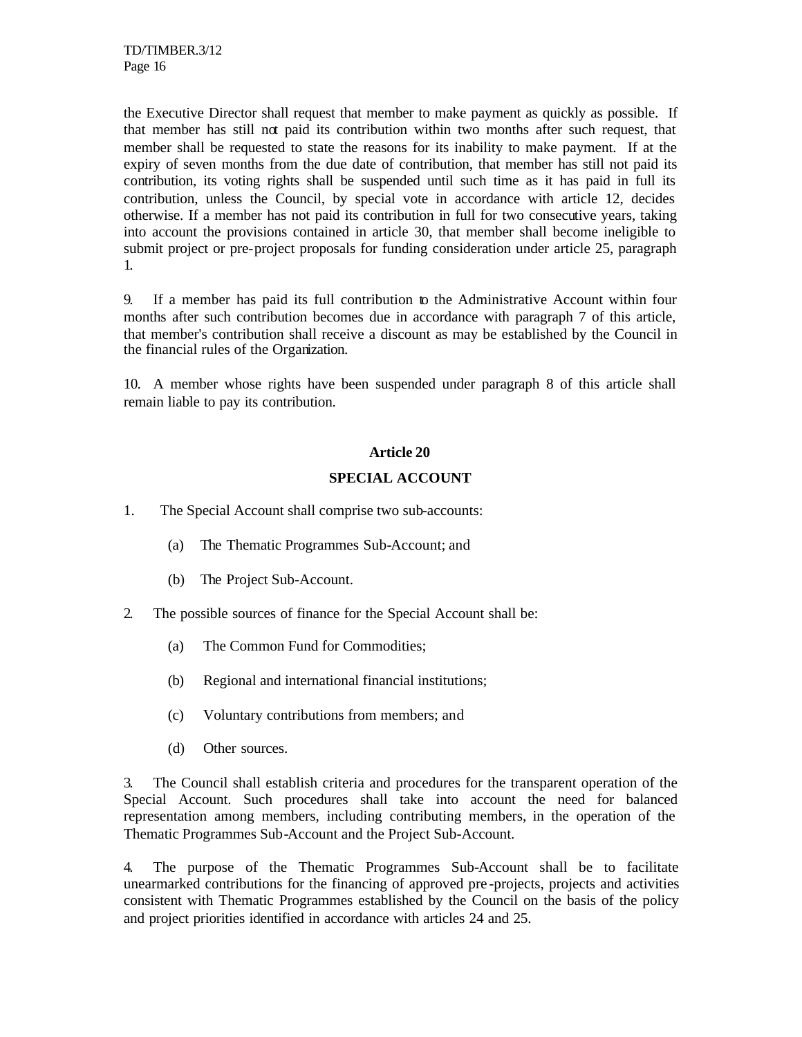the Executive Director shall request that member to make payment as quickly as possible. If that member has still not paid its contribution within two months after such request, that member shall be requested to state the reasons for its inability to make payment. If at the expiry of seven months from the due date of contribution, that member has still not paid its contribution, its voting rights shall be suspended until such time as it has paid in full its contribution, unless the Council, by special vote in accordance with article 12, decides otherwise. If a member has not paid its contribution in full for two consecutive years, taking into account the provisions contained in article 30, that member shall become ineligible to submit project or pre-project proposals for funding consideration under article 25, paragraph 1.

9. If a member has paid its full contribution to the Administrative Account within four months after such contribution becomes due in accordance with paragraph 7 of this article, that member's contribution shall receive a discount as may be established by the Council in the financial rules of the Organization.

10. A member whose rights have been suspended under paragraph 8 of this article shall remain liable to pay its contribution.

## Article 20

## SPECIAL ACCOUNT

1. The Special Account shall comprise two sub-accounts:

   (a) The Thematic Programmes Sub-Account; and

   (b) The Project Sub-Account.

2. The possible sources of finance for the Special Account shall be:

   (a) The Common Fund for Commodities;

   (b) Regional and international financial institutions;

   (c) Voluntary contributions from members; and

   (d) Other sources.

3. The Council shall establish criteria and procedures for the transparent operation of the Special Account. Such procedures shall take into account the need for balanced representation among members, including contributing members, in the operation of the Thematic Programmes Sub-Account and the Project Sub-Account.

4. The purpose of the Thematic Programmes Sub-Account shall be to facilitate unearmarked contributions for the financing of approved pre-projects, projects and activities consistent with Thematic Programmes established by the Council on the basis of the policy and project priorities identified in accordance with articles 24 and 25.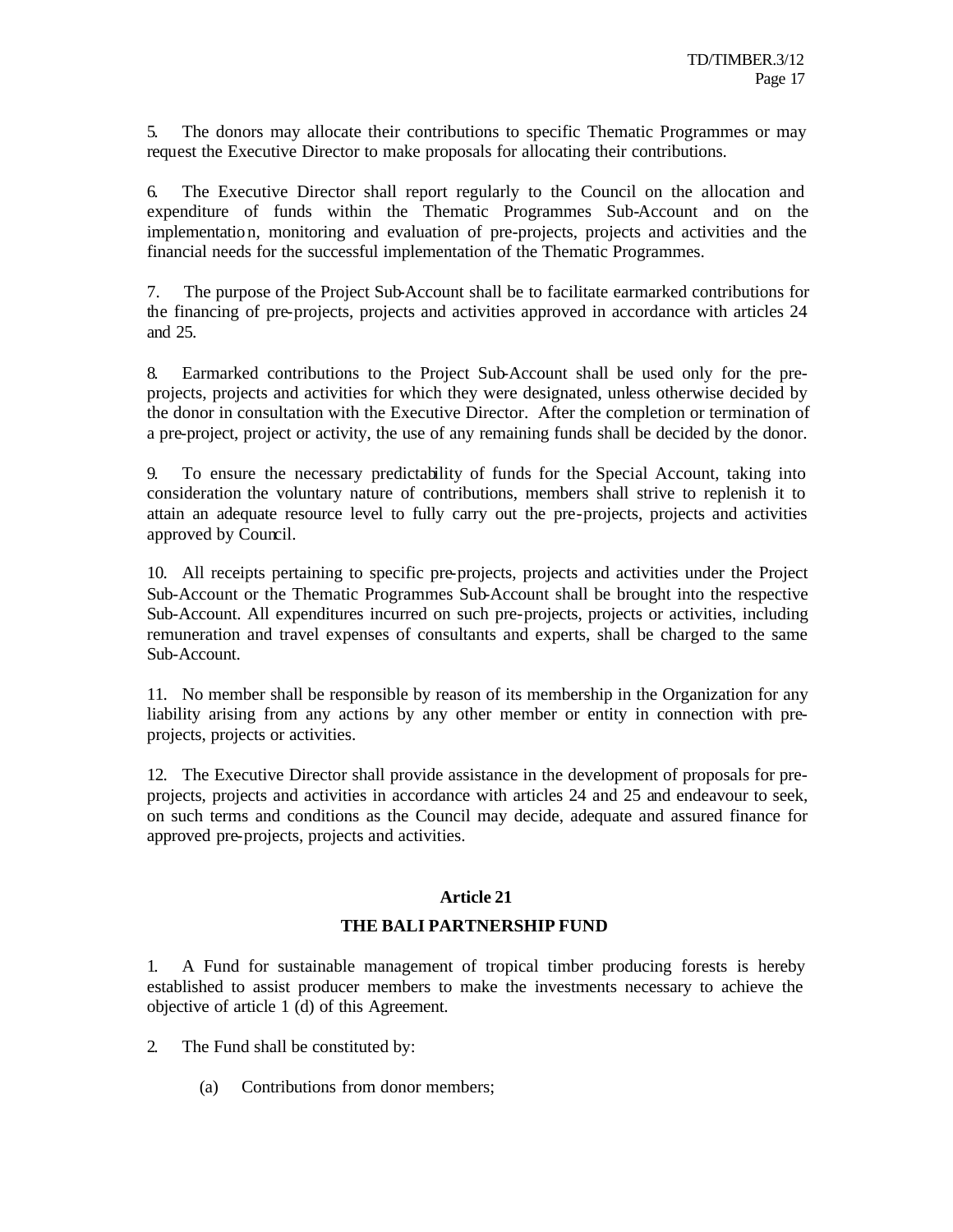5. The donors may allocate their contributions to specific Thematic Programmes or may request the Executive Director to make proposals for allocating their contributions.

6. The Executive Director shall report regularly to the Council on the allocation and expenditure of funds within the Thematic Programmes Sub-Account and on the implementation, monitoring and evaluation of pre-projects, projects and activities and the financial needs for the successful implementation of the Thematic Programmes.

7. The purpose of the Project Sub-Account shall be to facilitate earmarked contributions for the financing of pre-projects, projects and activities approved in accordance with articles 24 and 25.

8. Earmarked contributions to the Project Sub-Account shall be used only for the pre-projects, projects and activities for which they were designated, unless otherwise decided by the donor in consultation with the Executive Director. After the completion or termination of a pre-project, project or activity, the use of any remaining funds shall be decided by the donor.

9. To ensure the necessary predictability of funds for the Special Account, taking into consideration the voluntary nature of contributions, members shall strive to replenish it to attain an adequate resource level to fully carry out the pre-projects, projects and activities approved by Council.

10. All receipts pertaining to specific pre-projects, projects and activities under the Project Sub-Account or the Thematic Programmes Sub-Account shall be brought into the respective Sub-Account. All expenditures incurred on such pre-projects, projects or activities, including remuneration and travel expenses of consultants and experts, shall be charged to the same Sub-Account.

11. No member shall be responsible by reason of its membership in the Organization for any liability arising from any actions by any other member or entity in connection with pre-projects, projects or activities.

12. The Executive Director shall provide assistance in the development of proposals for pre-projects, projects and activities in accordance with articles 24 and 25 and endeavour to seek, on such terms and conditions as the Council may decide, adequate and assured finance for approved pre-projects, projects and activities.

**Article 21**

**THE BALI PARTNERSHIP FUND**

1. A Fund for sustainable management of tropical timber producing forests is hereby established to assist producer members to make the investments necessary to achieve the objective of article 1 (d) of this Agreement.

2. The Fund shall be constituted by:

   (a) Contributions from donor members;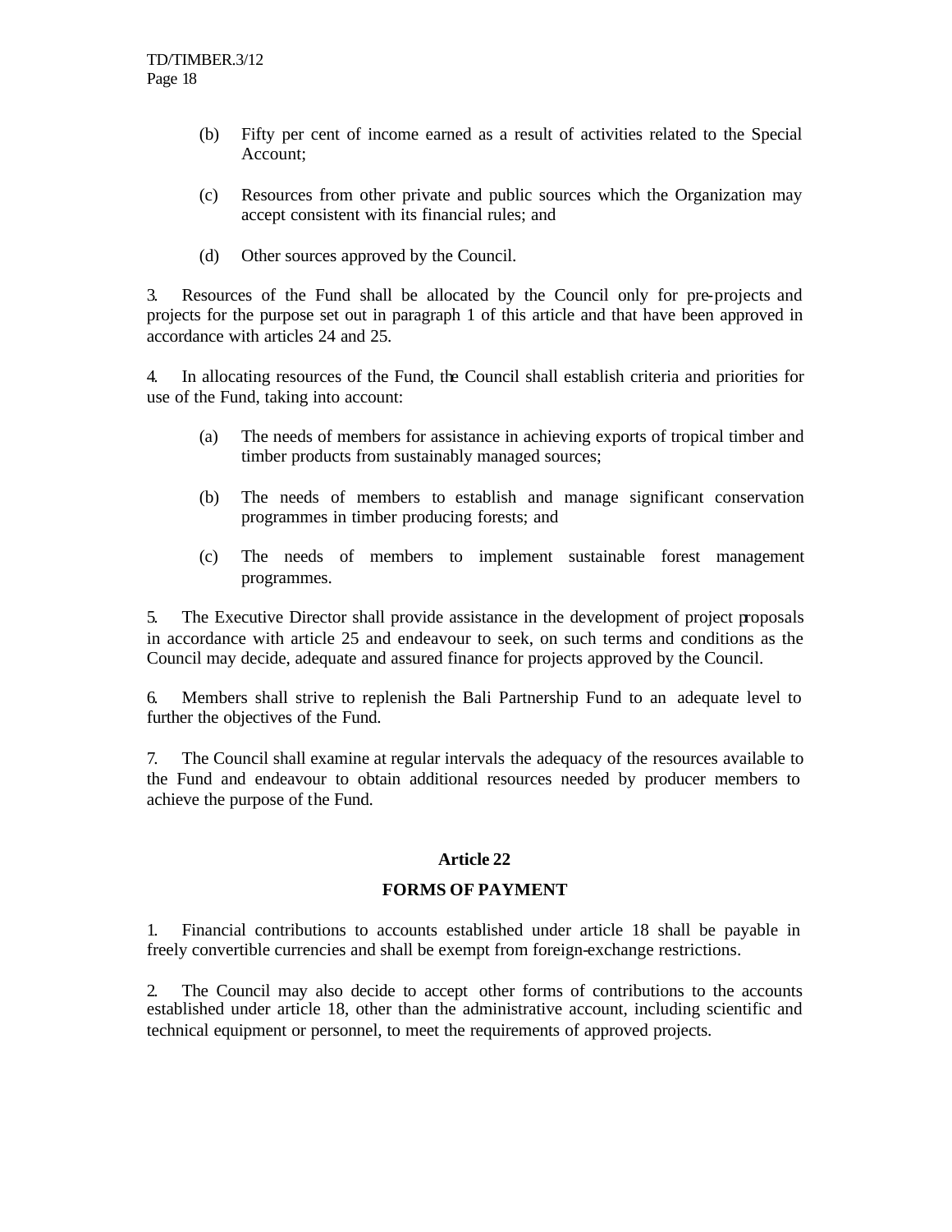(b) Fifty per cent of income earned as a result of activities related to the Special Account;

(c) Resources from other private and public sources which the Organization may accept consistent with its financial rules; and

(d) Other sources approved by the Council.

3. Resources of the Fund shall be allocated by the Council only for pre-projects and projects for the purpose set out in paragraph 1 of this article and that have been approved in accordance with articles 24 and 25.

4. In allocating resources of the Fund, the Council shall establish criteria and priorities for use of the Fund, taking into account:

(a) The needs of members for assistance in achieving exports of tropical timber and timber products from sustainably managed sources;

(b) The needs of members to establish and manage significant conservation programmes in timber producing forests; and

(c) The needs of members to implement sustainable forest management programmes.

5. The Executive Director shall provide assistance in the development of project proposals in accordance with article 25 and endeavour to seek, on such terms and conditions as the Council may decide, adequate and assured finance for projects approved by the Council.

6. Members shall strive to replenish the Bali Partnership Fund to an adequate level to further the objectives of the Fund.

7. The Council shall examine at regular intervals the adequacy of the resources available to the Fund and endeavour to obtain additional resources needed by producer members to achieve the purpose of the Fund.

## Article 22

## FORMS OF PAYMENT

1. Financial contributions to accounts established under article 18 shall be payable in freely convertible currencies and shall be exempt from foreign-exchange restrictions.

2. The Council may also decide to accept other forms of contributions to the accounts established under article 18, other than the administrative account, including scientific and technical equipment or personnel, to meet the requirements of approved projects.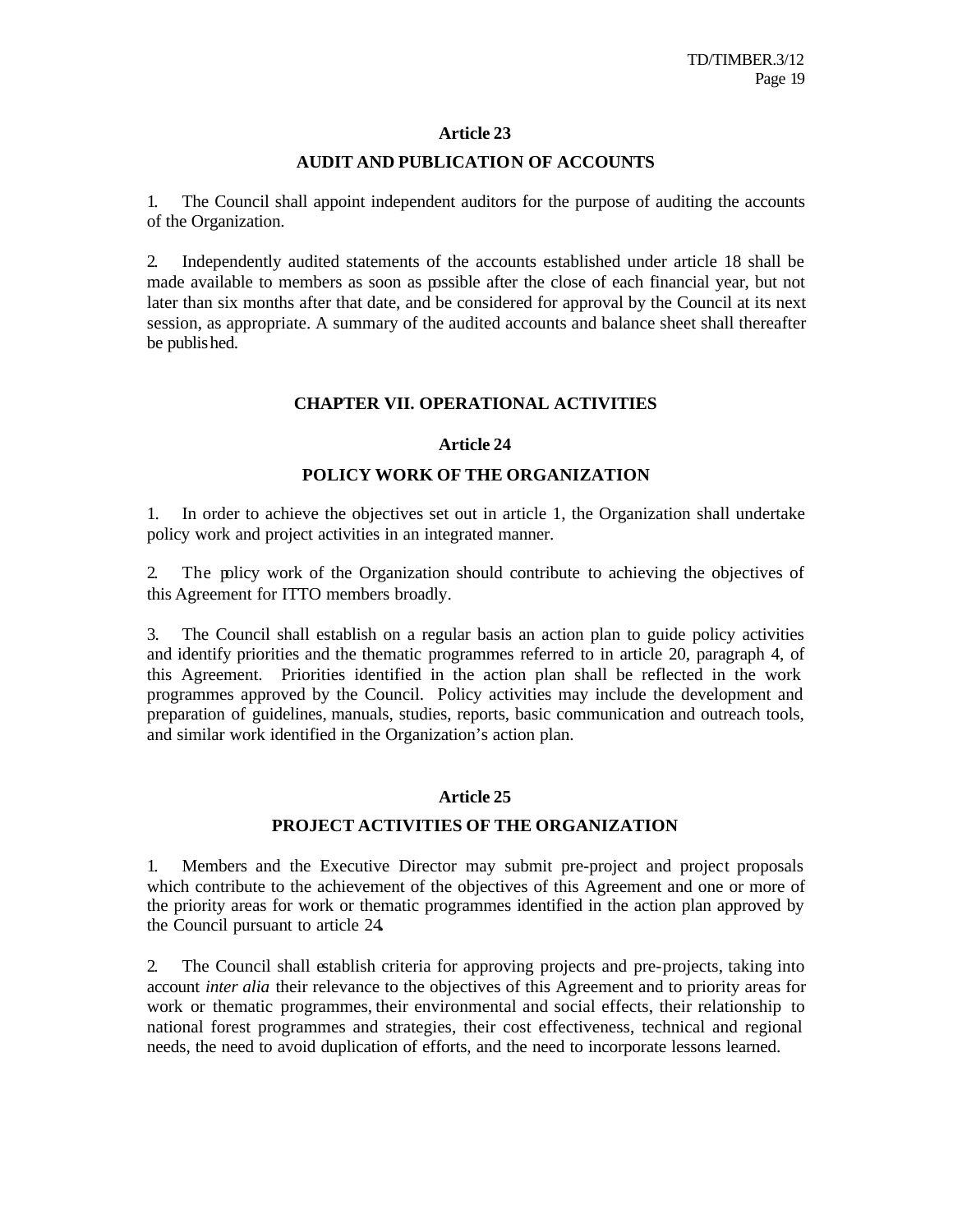## Article 23

## AUDIT AND PUBLICATION OF ACCOUNTS

1. The Council shall appoint independent auditors for the purpose of auditing the accounts of the Organization.

2. Independently audited statements of the accounts established under article 18 shall be made available to members as soon as possible after the close of each financial year, but not later than six months after that date, and be considered for approval by the Council at its next session, as appropriate. A summary of the audited accounts and balance sheet shall thereafter be published.

# CHAPTER VII. OPERATIONAL ACTIVITIES

## Article 24

## POLICY WORK OF THE ORGANIZATION

1. In order to achieve the objectives set out in article 1, the Organization shall undertake policy work and project activities in an integrated manner.

2. The policy work of the Organization should contribute to achieving the objectives of this Agreement for ITTO members broadly.

3. The Council shall establish on a regular basis an action plan to guide policy activities and identify priorities and the thematic programmes referred to in article 20, paragraph 4, of this Agreement. Priorities identified in the action plan shall be reflected in the work programmes approved by the Council. Policy activities may include the development and preparation of guidelines, manuals, studies, reports, basic communication and outreach tools, and similar work identified in the Organization's action plan.

## Article 25

## PROJECT ACTIVITIES OF THE ORGANIZATION

1. Members and the Executive Director may submit pre-project and project proposals which contribute to the achievement of the objectives of this Agreement and one or more of the priority areas for work or thematic programmes identified in the action plan approved by the Council pursuant to article 24.

2. The Council shall establish criteria for approving projects and pre-projects, taking into account *inter alia* their relevance to the objectives of this Agreement and to priority areas for work or thematic programmes, their environmental and social effects, their relationship to national forest programmes and strategies, their cost effectiveness, technical and regional needs, the need to avoid duplication of efforts, and the need to incorporate lessons learned.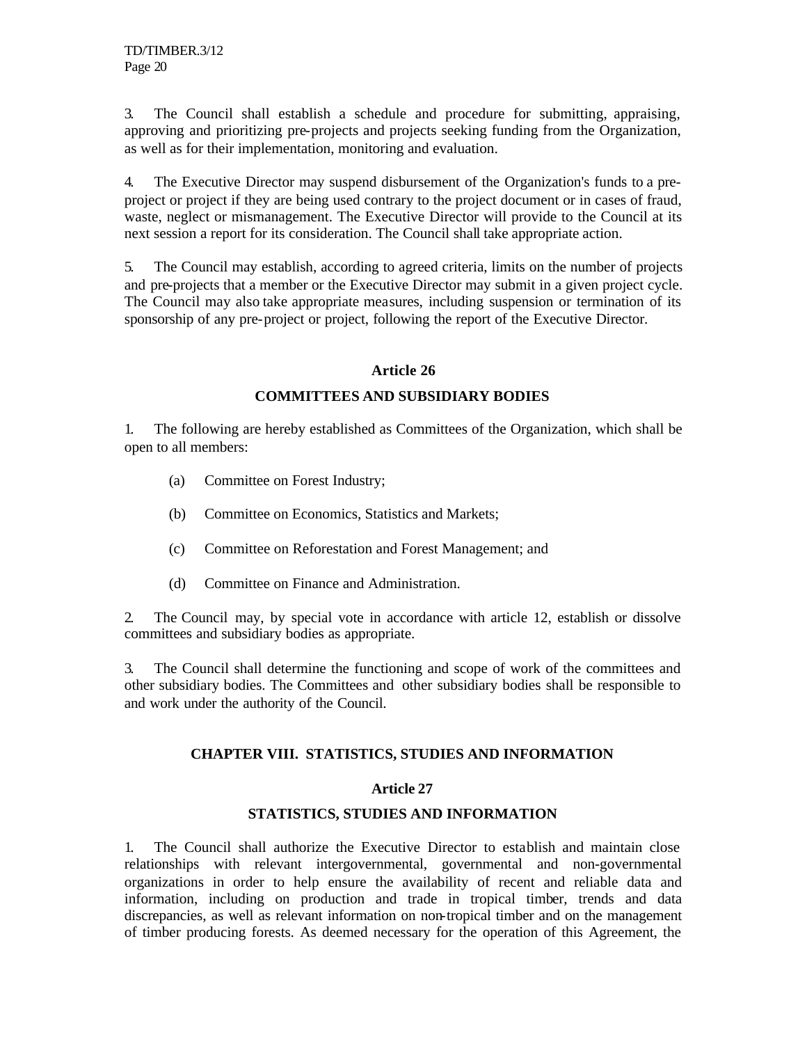3. The Council shall establish a schedule and procedure for submitting, appraising, approving and prioritizing pre-projects and projects seeking funding from the Organization, as well as for their implementation, monitoring and evaluation.

4. The Executive Director may suspend disbursement of the Organization's funds to a pre-project or project if they are being used contrary to the project document or in cases of fraud, waste, neglect or mismanagement. The Executive Director will provide to the Council at its next session a report for its consideration. The Council shall take appropriate action.

5. The Council may establish, according to agreed criteria, limits on the number of projects and pre-projects that a member or the Executive Director may submit in a given project cycle. The Council may also take appropriate measures, including suspension or termination of its sponsorship of any pre-project or project, following the report of the Executive Director.

### Article 26

### COMMITTEES AND SUBSIDIARY BODIES

1. The following are hereby established as Committees of the Organization, which shall be open to all members:

   (a) Committee on Forest Industry;

   (b) Committee on Economics, Statistics and Markets;

   (c) Committee on Reforestation and Forest Management; and

   (d) Committee on Finance and Administration.

2. The Council may, by special vote in accordance with article 12, establish or dissolve committees and subsidiary bodies as appropriate.

3. The Council shall determine the functioning and scope of work of the committees and other subsidiary bodies. The Committees and other subsidiary bodies shall be responsible to and work under the authority of the Council.

## CHAPTER VIII. STATISTICS, STUDIES AND INFORMATION

### Article 27

### STATISTICS, STUDIES AND INFORMATION

1. The Council shall authorize the Executive Director to establish and maintain close relationships with relevant intergovernmental, governmental and non-governmental organizations in order to help ensure the availability of recent and reliable data and information, including on production and trade in tropical timber, trends and data discrepancies, as well as relevant information on non-tropical timber and on the management of timber producing forests. As deemed necessary for the operation of this Agreement, the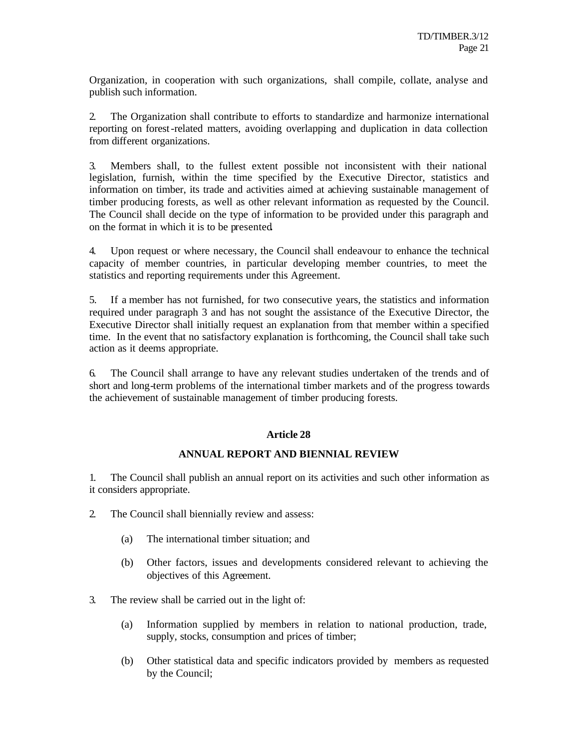Organization, in cooperation with such organizations, shall compile, collate, analyse and publish such information.

2. The Organization shall contribute to efforts to standardize and harmonize international reporting on forest-related matters, avoiding overlapping and duplication in data collection from different organizations.

3. Members shall, to the fullest extent possible not inconsistent with their national legislation, furnish, within the time specified by the Executive Director, statistics and information on timber, its trade and activities aimed at achieving sustainable management of timber producing forests, as well as other relevant information as requested by the Council. The Council shall decide on the type of information to be provided under this paragraph and on the format in which it is to be presented.

4. Upon request or where necessary, the Council shall endeavour to enhance the technical capacity of member countries, in particular developing member countries, to meet the statistics and reporting requirements under this Agreement.

5. If a member has not furnished, for two consecutive years, the statistics and information required under paragraph 3 and has not sought the assistance of the Executive Director, the Executive Director shall initially request an explanation from that member within a specified time. In the event that no satisfactory explanation is forthcoming, the Council shall take such action as it deems appropriate.

6. The Council shall arrange to have any relevant studies undertaken of the trends and of short and long-term problems of the international timber markets and of the progress towards the achievement of sustainable management of timber producing forests.

### Article 28

### ANNUAL REPORT AND BIENNIAL REVIEW

1. The Council shall publish an annual report on its activities and such other information as it considers appropriate.

2. The Council shall biennially review and assess:

   (a) The international timber situation; and

   (b) Other factors, issues and developments considered relevant to achieving the objectives of this Agreement.

3. The review shall be carried out in the light of:

   (a) Information supplied by members in relation to national production, trade, supply, stocks, consumption and prices of timber;

   (b) Other statistical data and specific indicators provided by members as requested by the Council;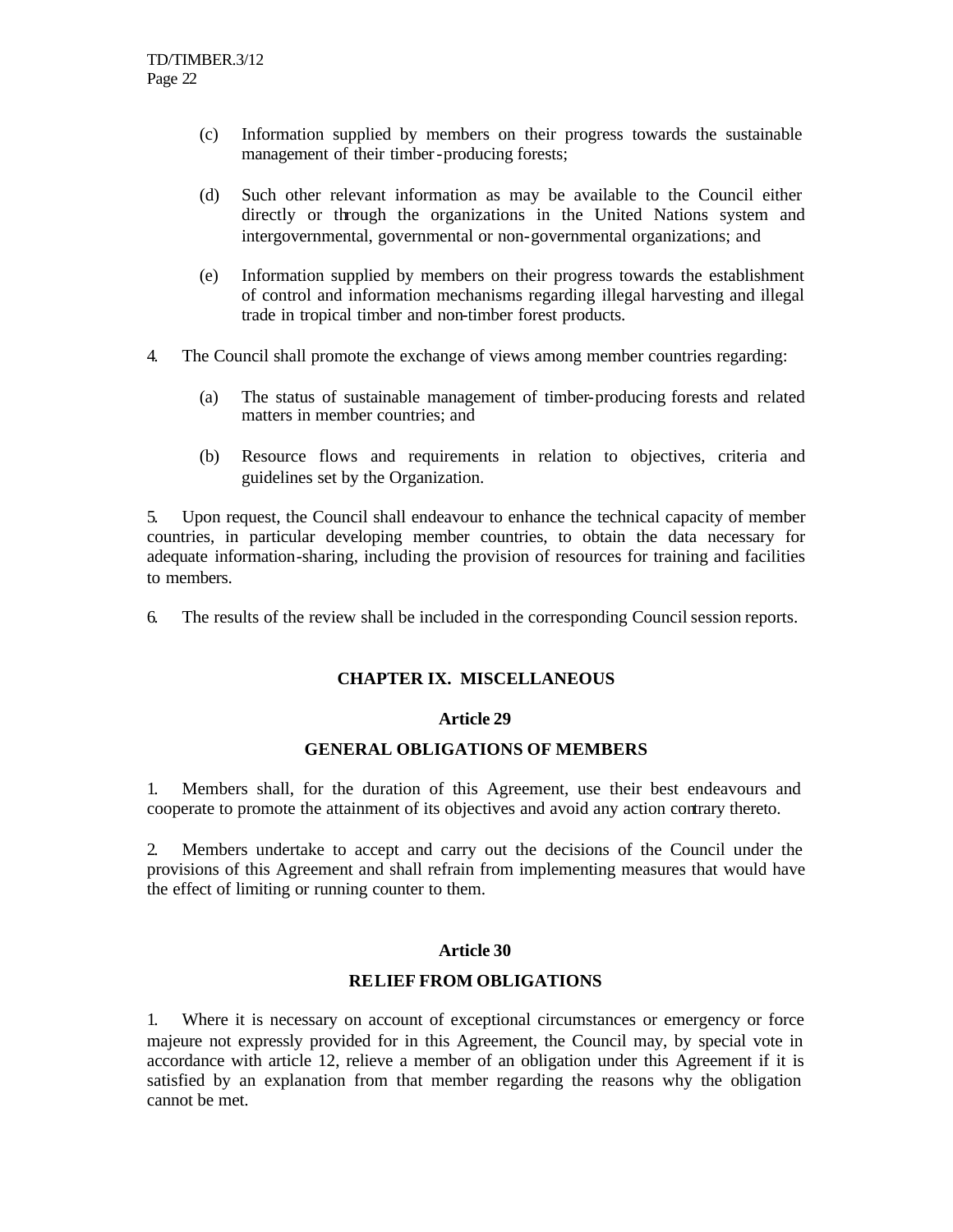(c) Information supplied by members on their progress towards the sustainable management of their timber-producing forests;

(d) Such other relevant information as may be available to the Council either directly or through the organizations in the United Nations system and intergovernmental, governmental or non-governmental organizations; and

(e) Information supplied by members on their progress towards the establishment of control and information mechanisms regarding illegal harvesting and illegal trade in tropical timber and non-timber forest products.

4. The Council shall promote the exchange of views among member countries regarding:

(a) The status of sustainable management of timber-producing forests and related matters in member countries; and

(b) Resource flows and requirements in relation to objectives, criteria and guidelines set by the Organization.

5. Upon request, the Council shall endeavour to enhance the technical capacity of member countries, in particular developing member countries, to obtain the data necessary for adequate information-sharing, including the provision of resources for training and facilities to members.

6. The results of the review shall be included in the corresponding Council session reports.

## CHAPTER IX. MISCELLANEOUS

### Article 29

### GENERAL OBLIGATIONS OF MEMBERS

1. Members shall, for the duration of this Agreement, use their best endeavours and cooperate to promote the attainment of its objectives and avoid any action contrary thereto.

2. Members undertake to accept and carry out the decisions of the Council under the provisions of this Agreement and shall refrain from implementing measures that would have the effect of limiting or running counter to them.

### Article 30

### RELIEF FROM OBLIGATIONS

1. Where it is necessary on account of exceptional circumstances or emergency or force majeure not expressly provided for in this Agreement, the Council may, by special vote in accordance with article 12, relieve a member of an obligation under this Agreement if it is satisfied by an explanation from that member regarding the reasons why the obligation cannot be met.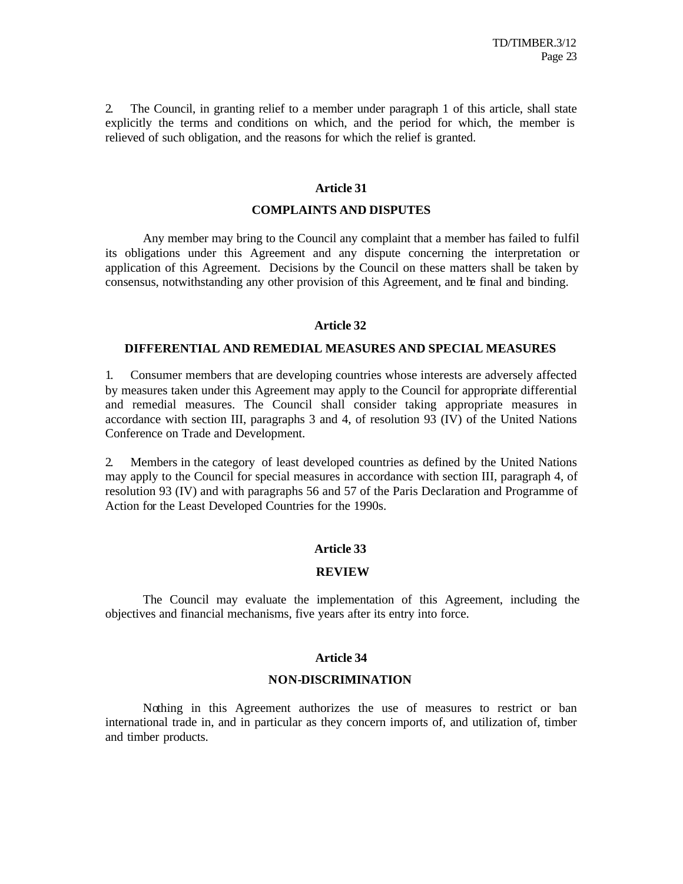2. The Council, in granting relief to a member under paragraph 1 of this article, shall state explicitly the terms and conditions on which, and the period for which, the member is relieved of such obligation, and the reasons for which the relief is granted.

## Article 31

### COMPLAINTS AND DISPUTES

Any member may bring to the Council any complaint that a member has failed to fulfil its obligations under this Agreement and any dispute concerning the interpretation or application of this Agreement. Decisions by the Council on these matters shall be taken by consensus, notwithstanding any other provision of this Agreement, and be final and binding.

## Article 32

### DIFFERENTIAL AND REMEDIAL MEASURES AND SPECIAL MEASURES

1. Consumer members that are developing countries whose interests are adversely affected by measures taken under this Agreement may apply to the Council for appropriate differential and remedial measures. The Council shall consider taking appropriate measures in accordance with section III, paragraphs 3 and 4, of resolution 93 (IV) of the United Nations Conference on Trade and Development.

2. Members in the category of least developed countries as defined by the United Nations may apply to the Council for special measures in accordance with section III, paragraph 4, of resolution 93 (IV) and with paragraphs 56 and 57 of the Paris Declaration and Programme of Action for the Least Developed Countries for the 1990s.

## Article 33

### REVIEW

The Council may evaluate the implementation of this Agreement, including the objectives and financial mechanisms, five years after its entry into force.

## Article 34

### NON-DISCRIMINATION

Nothing in this Agreement authorizes the use of measures to restrict or ban international trade in, and in particular as they concern imports of, and utilization of, timber and timber products.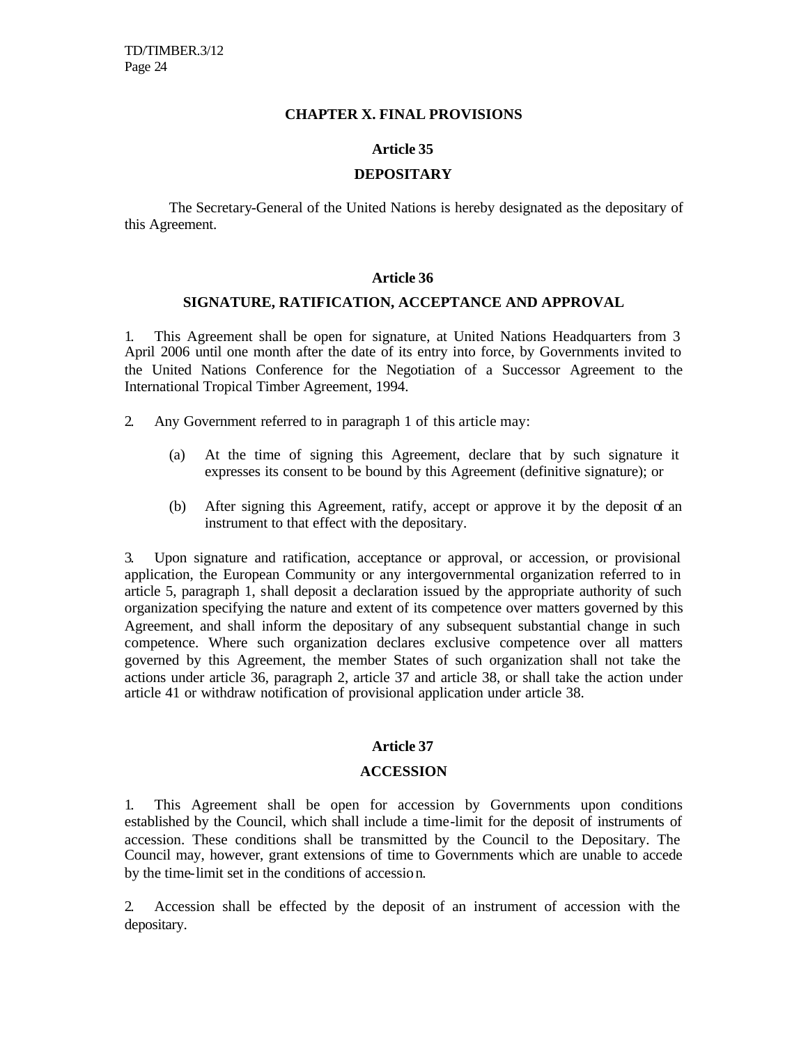## CHAPTER X. FINAL PROVISIONS

### Article 35

### DEPOSITARY

The Secretary-General of the United Nations is hereby designated as the depositary of this Agreement.

### Article 36

### SIGNATURE, RATIFICATION, ACCEPTANCE AND APPROVAL

1. This Agreement shall be open for signature, at United Nations Headquarters from 3 April 2006 until one month after the date of its entry into force, by Governments invited to the United Nations Conference for the Negotiation of a Successor Agreement to the International Tropical Timber Agreement, 1994.

2. Any Government referred to in paragraph 1 of this article may:

   (a) At the time of signing this Agreement, declare that by such signature it expresses its consent to be bound by this Agreement (definitive signature); or

   (b) After signing this Agreement, ratify, accept or approve it by the deposit of an instrument to that effect with the depositary.

3. Upon signature and ratification, acceptance or approval, or accession, or provisional application, the European Community or any intergovernmental organization referred to in article 5, paragraph 1, shall deposit a declaration issued by the appropriate authority of such organization specifying the nature and extent of its competence over matters governed by this Agreement, and shall inform the depositary of any subsequent substantial change in such competence. Where such organization declares exclusive competence over all matters governed by this Agreement, the member States of such organization shall not take the actions under article 36, paragraph 2, article 37 and article 38, or shall take the action under article 41 or withdraw notification of provisional application under article 38.

### Article 37

### ACCESSION

1. This Agreement shall be open for accession by Governments upon conditions established by the Council, which shall include a time-limit for the deposit of instruments of accession. These conditions shall be transmitted by the Council to the Depositary. The Council may, however, grant extensions of time to Governments which are unable to accede by the time-limit set in the conditions of accession.

2. Accession shall be effected by the deposit of an instrument of accession with the depositary.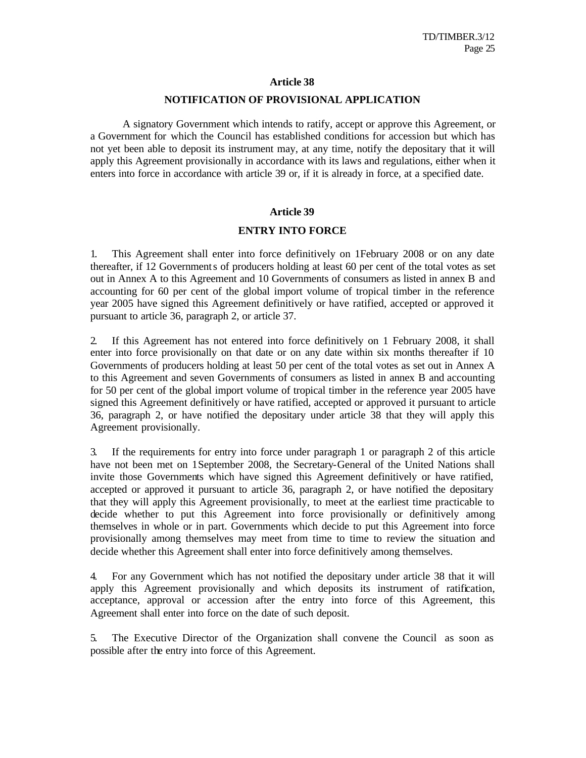## Article 38

## NOTIFICATION OF PROVISIONAL APPLICATION

A signatory Government which intends to ratify, accept or approve this Agreement, or a Government for which the Council has established conditions for accession but which has not yet been able to deposit its instrument may, at any time, notify the depositary that it will apply this Agreement provisionally in accordance with its laws and regulations, either when it enters into force in accordance with article 39 or, if it is already in force, at a specified date.

## Article 39

## ENTRY INTO FORCE

1. This Agreement shall enter into force definitively on 1February 2008 or on any date thereafter, if 12 Governments of producers holding at least 60 per cent of the total votes as set out in Annex A to this Agreement and 10 Governments of consumers as listed in annex B and accounting for 60 per cent of the global import volume of tropical timber in the reference year 2005 have signed this Agreement definitively or have ratified, accepted or approved it pursuant to article 36, paragraph 2, or article 37.

2. If this Agreement has not entered into force definitively on 1 February 2008, it shall enter into force provisionally on that date or on any date within six months thereafter if 10 Governments of producers holding at least 50 per cent of the total votes as set out in Annex A to this Agreement and seven Governments of consumers as listed in annex B and accounting for 50 per cent of the global import volume of tropical timber in the reference year 2005 have signed this Agreement definitively or have ratified, accepted or approved it pursuant to article 36, paragraph 2, or have notified the depositary under article 38 that they will apply this Agreement provisionally.

3. If the requirements for entry into force under paragraph 1 or paragraph 2 of this article have not been met on 1September 2008, the Secretary-General of the United Nations shall invite those Governments which have signed this Agreement definitively or have ratified, accepted or approved it pursuant to article 36, paragraph 2, or have notified the depositary that they will apply this Agreement provisionally, to meet at the earliest time practicable to decide whether to put this Agreement into force provisionally or definitively among themselves in whole or in part. Governments which decide to put this Agreement into force provisionally among themselves may meet from time to time to review the situation and decide whether this Agreement shall enter into force definitively among themselves.

4. For any Government which has not notified the depositary under article 38 that it will apply this Agreement provisionally and which deposits its instrument of ratification, acceptance, approval or accession after the entry into force of this Agreement, this Agreement shall enter into force on the date of such deposit.

5. The Executive Director of the Organization shall convene the Council as soon as possible after the entry into force of this Agreement.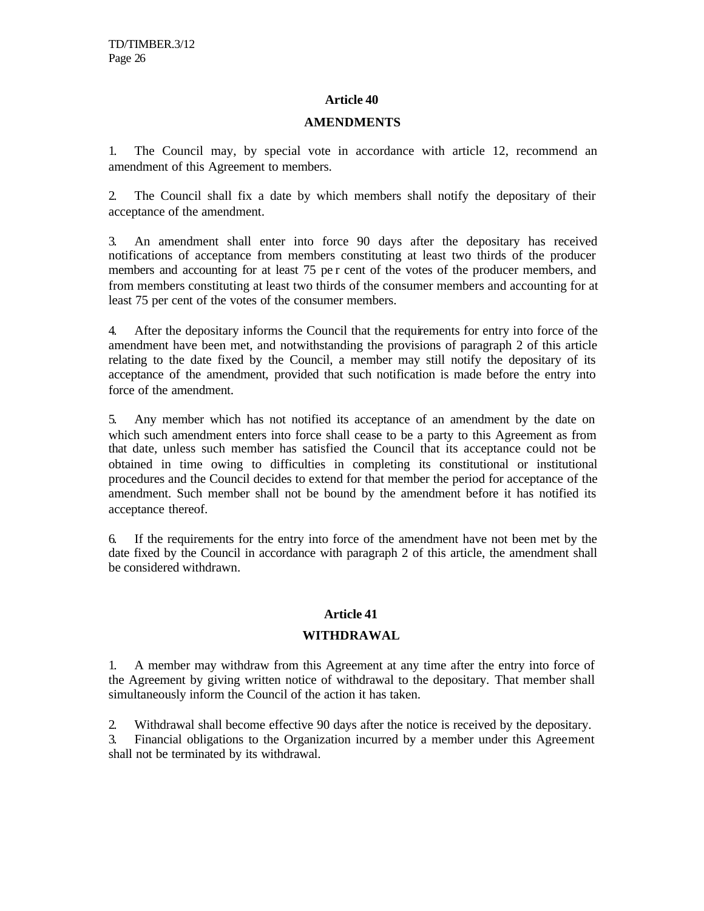## Article 40

## AMENDMENTS

1. The Council may, by special vote in accordance with article 12, recommend an amendment of this Agreement to members.

2. The Council shall fix a date by which members shall notify the depositary of their acceptance of the amendment.

3. An amendment shall enter into force 90 days after the depositary has received notifications of acceptance from members constituting at least two thirds of the producer members and accounting for at least 75 per cent of the votes of the producer members, and from members constituting at least two thirds of the consumer members and accounting for at least 75 per cent of the votes of the consumer members.

4. After the depositary informs the Council that the requirements for entry into force of the amendment have been met, and notwithstanding the provisions of paragraph 2 of this article relating to the date fixed by the Council, a member may still notify the depositary of its acceptance of the amendment, provided that such notification is made before the entry into force of the amendment.

5. Any member which has not notified its acceptance of an amendment by the date on which such amendment enters into force shall cease to be a party to this Agreement as from that date, unless such member has satisfied the Council that its acceptance could not be obtained in time owing to difficulties in completing its constitutional or institutional procedures and the Council decides to extend for that member the period for acceptance of the amendment. Such member shall not be bound by the amendment before it has notified its acceptance thereof.

6. If the requirements for the entry into force of the amendment have not been met by the date fixed by the Council in accordance with paragraph 2 of this article, the amendment shall be considered withdrawn.

## Article 41

## WITHDRAWAL

1. A member may withdraw from this Agreement at any time after the entry into force of the Agreement by giving written notice of withdrawal to the depositary. That member shall simultaneously inform the Council of the action it has taken.

2. Withdrawal shall become effective 90 days after the notice is received by the depositary.

3. Financial obligations to the Organization incurred by a member under this Agreement shall not be terminated by its withdrawal.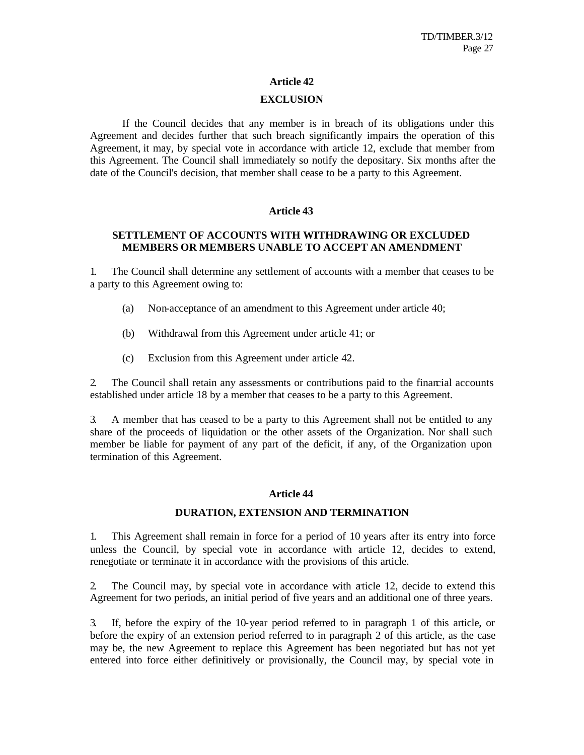## Article 42

## EXCLUSION

If the Council decides that any member is in breach of its obligations under this Agreement and decides further that such breach significantly impairs the operation of this Agreement, it may, by special vote in accordance with article 12, exclude that member from this Agreement. The Council shall immediately so notify the depositary. Six months after the date of the Council's decision, that member shall cease to be a party to this Agreement.

## Article 43

## SETTLEMENT OF ACCOUNTS WITH WITHDRAWING OR EXCLUDED MEMBERS OR MEMBERS UNABLE TO ACCEPT AN AMENDMENT

1. The Council shall determine any settlement of accounts with a member that ceases to be a party to this Agreement owing to:

   (a) Non-acceptance of an amendment to this Agreement under article 40;

   (b) Withdrawal from this Agreement under article 41; or

   (c) Exclusion from this Agreement under article 42.

2. The Council shall retain any assessments or contributions paid to the financial accounts established under article 18 by a member that ceases to be a party to this Agreement.

3. A member that has ceased to be a party to this Agreement shall not be entitled to any share of the proceeds of liquidation or the other assets of the Organization. Nor shall such member be liable for payment of any part of the deficit, if any, of the Organization upon termination of this Agreement.

## Article 44

## DURATION, EXTENSION AND TERMINATION

1. This Agreement shall remain in force for a period of 10 years after its entry into force unless the Council, by special vote in accordance with article 12, decides to extend, renegotiate or terminate it in accordance with the provisions of this article.

2. The Council may, by special vote in accordance with article 12, decide to extend this Agreement for two periods, an initial period of five years and an additional one of three years.

3. If, before the expiry of the 10-year period referred to in paragraph 1 of this article, or before the expiry of an extension period referred to in paragraph 2 of this article, as the case may be, the new Agreement to replace this Agreement has been negotiated but has not yet entered into force either definitively or provisionally, the Council may, by special vote in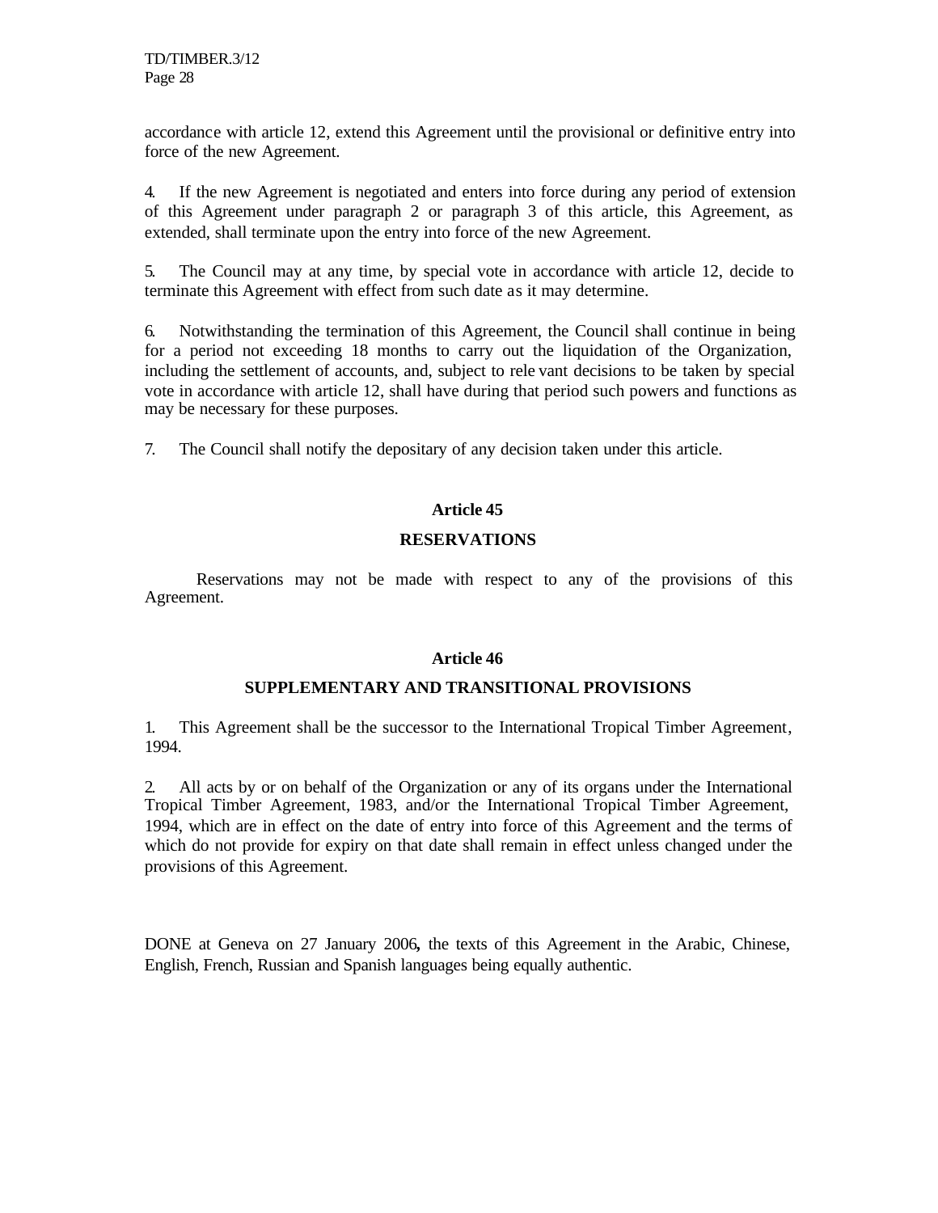accordance with article 12, extend this Agreement until the provisional or definitive entry into force of the new Agreement.

4. If the new Agreement is negotiated and enters into force during any period of extension of this Agreement under paragraph 2 or paragraph 3 of this article, this Agreement, as extended, shall terminate upon the entry into force of the new Agreement.

5. The Council may at any time, by special vote in accordance with article 12, decide to terminate this Agreement with effect from such date as it may determine.

6. Notwithstanding the termination of this Agreement, the Council shall continue in being for a period not exceeding 18 months to carry out the liquidation of the Organization, including the settlement of accounts, and, subject to relevant decisions to be taken by special vote in accordance with article 12, shall have during that period such powers and functions as may be necessary for these purposes.

7. The Council shall notify the depositary of any decision taken under this article.

## Article 45

## RESERVATIONS

Reservations may not be made with respect to any of the provisions of this Agreement.

## Article 46

## SUPPLEMENTARY AND TRANSITIONAL PROVISIONS

1. This Agreement shall be the successor to the International Tropical Timber Agreement, 1994.

2. All acts by or on behalf of the Organization or any of its organs under the International Tropical Timber Agreement, 1983, and/or the International Tropical Timber Agreement, 1994, which are in effect on the date of entry into force of this Agreement and the terms of which do not provide for expiry on that date shall remain in effect unless changed under the provisions of this Agreement.

DONE at Geneva on 27 January 2006**,** the texts of this Agreement in the Arabic, Chinese, English, French, Russian and Spanish languages being equally authentic.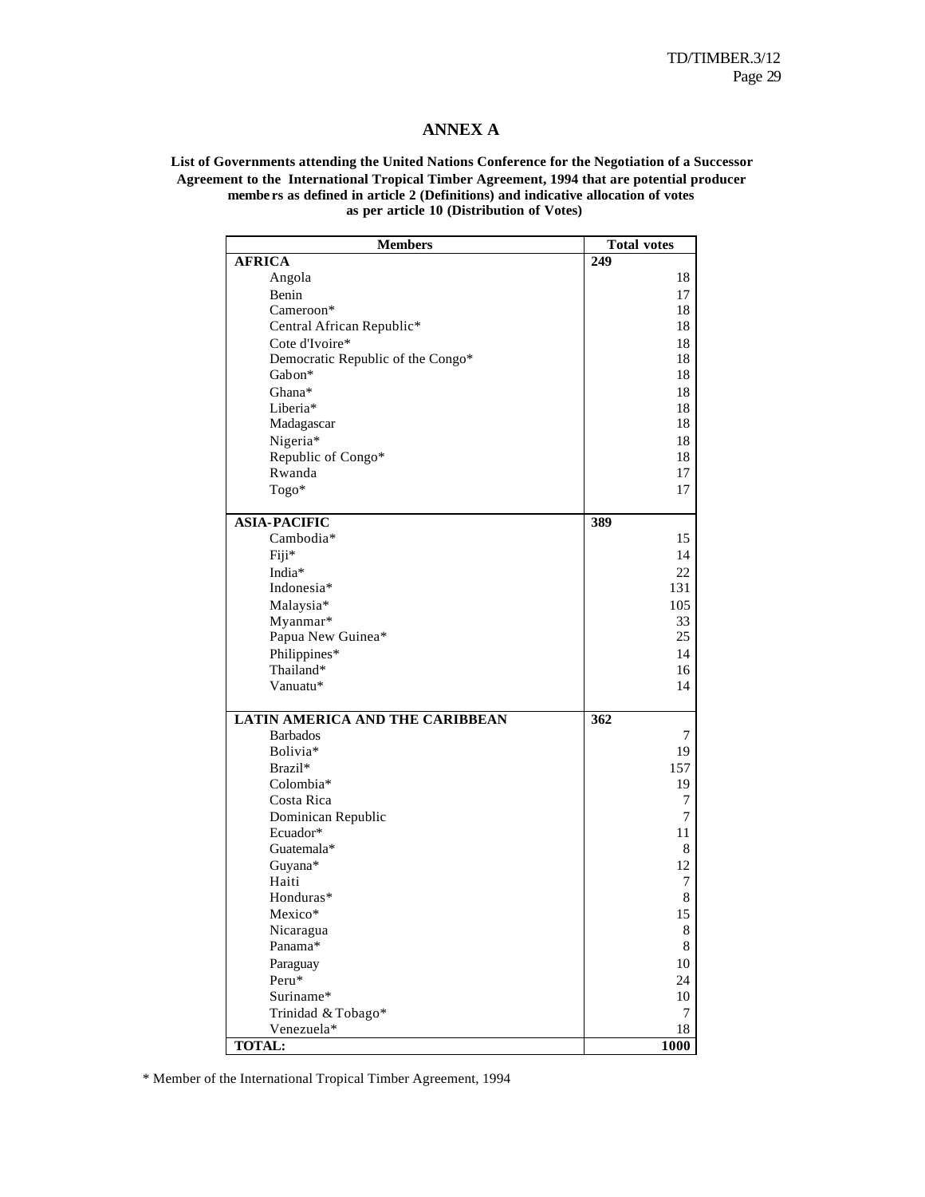# ANNEX A

**List of Governments attending the United Nations Conference for the Negotiation of a Successor Agreement to the International Tropical Timber Agreement, 1994 that are potential producer members as defined in article 2 (Definitions) and indicative allocation of votes as per article 10 (Distribution of Votes)**

| Members | Total votes |
|---|---|
| **AFRICA** | **249** |
| Angola | 18 |
| Benin | 17 |
| Cameroon* | 18 |
| Central African Republic* | 18 |
| Cote d'Ivoire* | 18 |
| Democratic Republic of the Congo* | 18 |
| Gabon* | 18 |
| Ghana* | 18 |
| Liberia* | 18 |
| Madagascar | 18 |
| Nigeria* | 18 |
| Republic of Congo* | 18 |
| Rwanda | 17 |
| Togo* | 17 |
| **ASIA-PACIFIC** | **389** |
| Cambodia* | 15 |
| Fiji* | 14 |
| India* | 22 |
| Indonesia* | 131 |
| Malaysia* | 105 |
| Myanmar* | 33 |
| Papua New Guinea* | 25 |
| Philippines* | 14 |
| Thailand* | 16 |
| Vanuatu* | 14 |
| **LATIN AMERICA AND THE CARIBBEAN** | **362** |
| Barbados | 7 |
| Bolivia* | 19 |
| Brazil* | 157 |
| Colombia* | 19 |
| Costa Rica | 7 |
| Dominican Republic | 7 |
| Ecuador* | 11 |
| Guatemala* | 8 |
| Guyana* | 12 |
| Haiti | 7 |
| Honduras* | 8 |
| Mexico* | 15 |
| Nicaragua | 8 |
| Panama* | 8 |
| Paraguay | 10 |
| Peru* | 24 |
| Suriname* | 10 |
| Trinidad & Tobago* | 7 |
| Venezuela* | 18 |
| **TOTAL:** | **1000** |

\* Member of the International Tropical Timber Agreement, 1994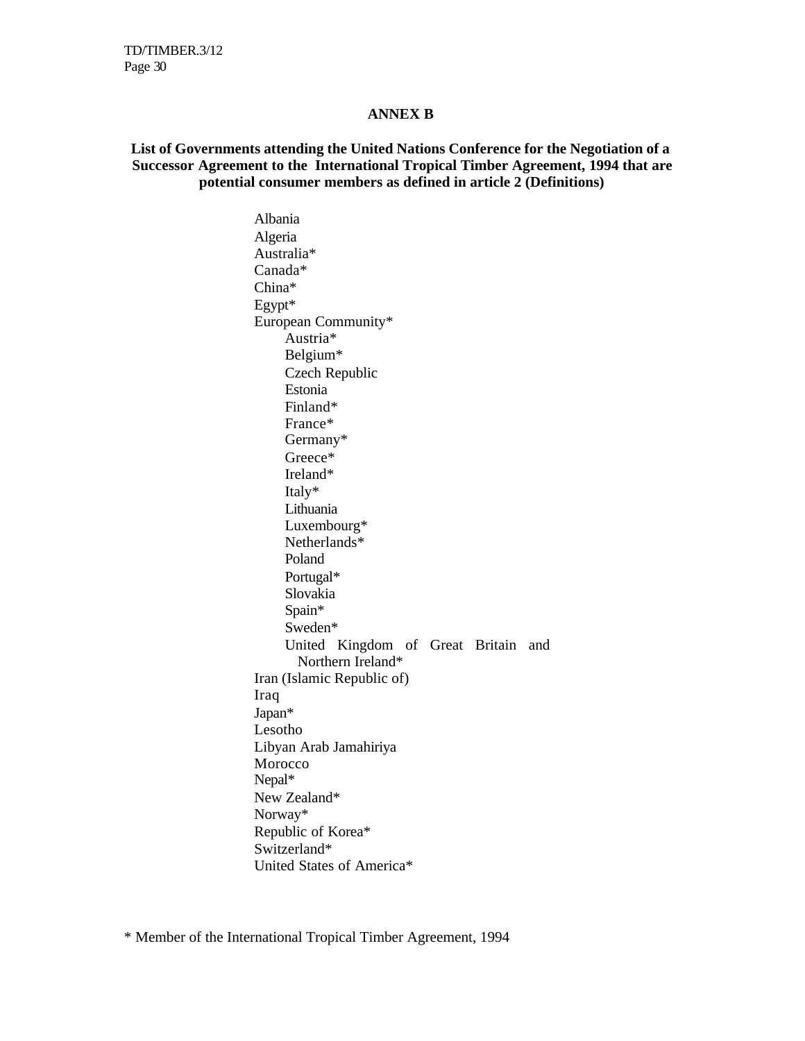## ANNEX B

**List of Governments attending the United Nations Conference for the Negotiation of a Successor Agreement to the International Tropical Timber Agreement, 1994 that are potential consumer members as defined in article 2 (Definitions)**

- Albania
- Algeria
- Australia*
- Canada*
- China*
- Egypt*
- European Community*
  - Austria*
  - Belgium*
  - Czech Republic
  - Estonia
  - Finland*
  - France*
  - Germany*
  - Greece*
  - Ireland*
  - Italy*
  - Lithuania
  - Luxembourg*
  - Netherlands*
  - Poland
  - Portugal*
  - Slovakia
  - Spain*
  - Sweden*
  - United Kingdom of Great Britain and Northern Ireland*
- Iran (Islamic Republic of)
- Iraq
- Japan*
- Lesotho
- Libyan Arab Jamahiriya
- Morocco
- Nepal*
- New Zealand*
- Norway*
- Republic of Korea*
- Switzerland*
- United States of America*

\* Member of the International Tropical Timber Agreement, 1994